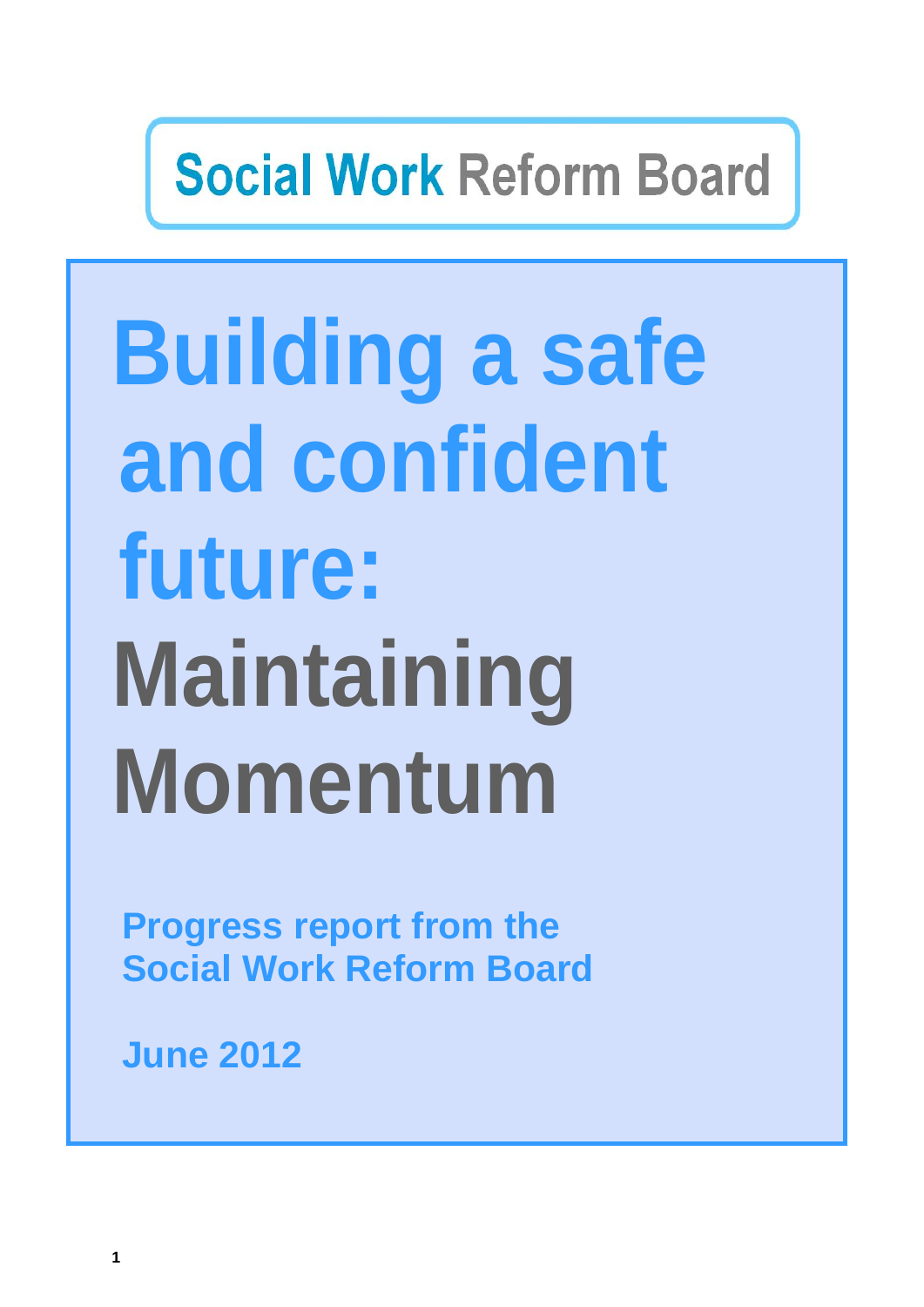Social Work Reform Board

# Building a safe and confident future: Maintaining Momentum

**Progress report from the Social Work Reform Board**

**June 2012**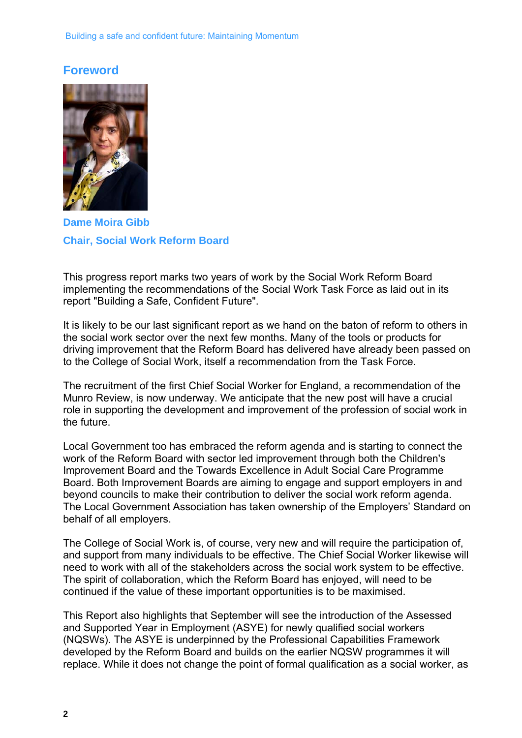## Foreword

**Dame Moira Gibb**

**Chair, Social Work Reform Board**

This progress report marks two years of work by the Social Work Reform Board implementing the recommendations of the Social Work Task Force as laid out in its report "Building a Safe, Confident Future".

It is likely to be our last significant report as we hand on the baton of reform to others in the social work sector over the next few months. Many of the tools or products for driving improvement that the Reform Board has delivered have already been passed on to the College of Social Work, itself a recommendation from the Task Force.

The recruitment of the first Chief Social Worker for England, a recommendation of the Munro Review, is now underway. We anticipate that the new post will have a crucial role in supporting the development and improvement of the profession of social work in the future.

Local Government too has embraced the reform agenda and is starting to connect the work of the Reform Board with sector led improvement through both the Children's Improvement Board and the Towards Excellence in Adult Social Care Programme Board. Both Improvement Boards are aiming to engage and support employers in and beyond councils to make their contribution to deliver the social work reform agenda. The Local Government Association has taken ownership of the Employers' Standard on behalf of all employers.

The College of Social Work is, of course, very new and will require the participation of, and support from many individuals to be effective. The Chief Social Worker likewise will need to work with all of the stakeholders across the social work system to be effective. The spirit of collaboration, which the Reform Board has enjoyed, will need to be continued if the value of these important opportunities is to be maximised.

This Report also highlights that September will see the introduction of the Assessed and Supported Year in Employment (ASYE) for newly qualified social workers (NQSWs). The ASYE is underpinned by the Professional Capabilities Framework developed by the Reform Board and builds on the earlier NQSW programmes it will replace. While it does not change the point of formal qualification as a social worker, as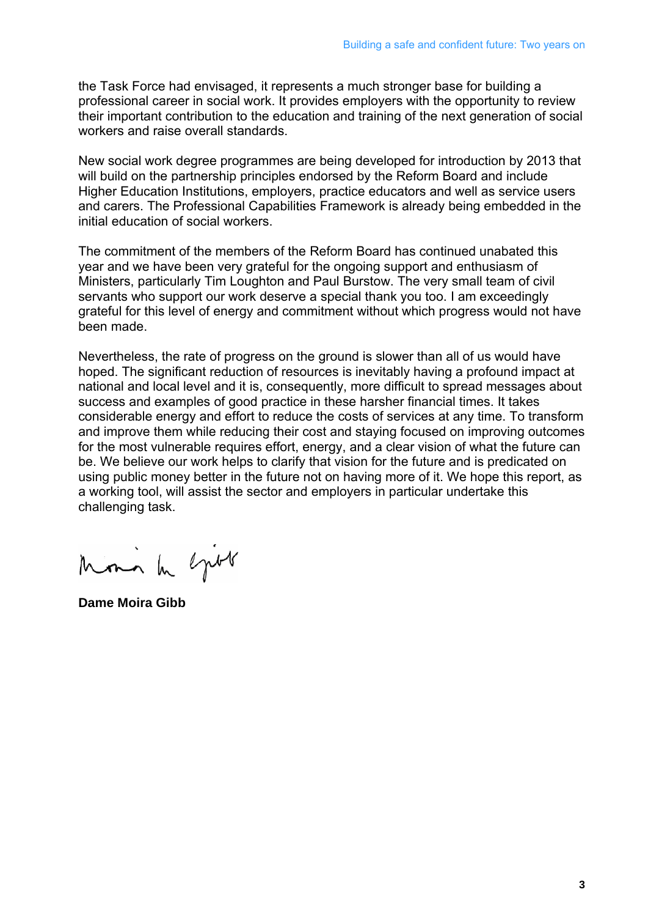the Task Force had envisaged, it represents a much stronger base for building a professional career in social work. It provides employers with the opportunity to review their important contribution to the education and training of the next generation of social workers and raise overall standards.

New social work degree programmes are being developed for introduction by 2013 that will build on the partnership principles endorsed by the Reform Board and include Higher Education Institutions, employers, practice educators and well as service users and carers. The Professional Capabilities Framework is already being embedded in the initial education of social workers.

The commitment of the members of the Reform Board has continued unabated this year and we have been very grateful for the ongoing support and enthusiasm of Ministers, particularly Tim Loughton and Paul Burstow. The very small team of civil servants who support our work deserve a special thank you too. I am exceedingly grateful for this level of energy and commitment without which progress would not have been made.

Nevertheless, the rate of progress on the ground is slower than all of us would have hoped. The significant reduction of resources is inevitably having a profound impact at national and local level and it is, consequently, more difficult to spread messages about success and examples of good practice in these harsher financial times. It takes considerable energy and effort to reduce the costs of services at any time. To transform and improve them while reducing their cost and staying focused on improving outcomes for the most vulnerable requires effort, energy, and a clear vision of what the future can be. We believe our work helps to clarify that vision for the future and is predicated on using public money better in the future not on having more of it. We hope this report, as a working tool, will assist the sector and employers in particular undertake this challenging task.

**Dame Moira Gibb**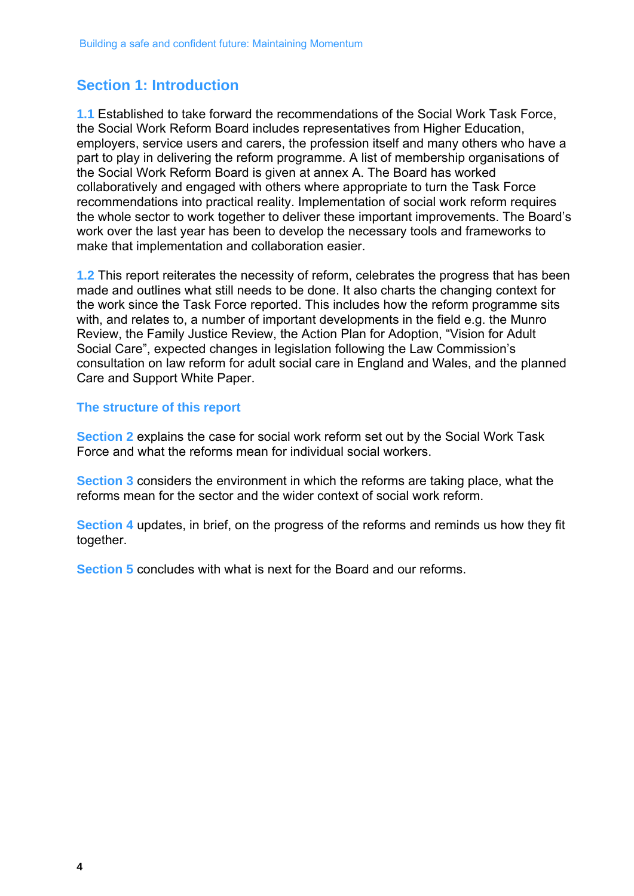## Section 1: Introduction

**1.1** Established to take forward the recommendations of the Social Work Task Force, the Social Work Reform Board includes representatives from Higher Education, employers, service users and carers, the profession itself and many others who have a part to play in delivering the reform programme. A list of membership organisations of the Social Work Reform Board is given at annex A. The Board has worked collaboratively and engaged with others where appropriate to turn the Task Force recommendations into practical reality. Implementation of social work reform requires the whole sector to work together to deliver these important improvements. The Board's work over the last year has been to develop the necessary tools and frameworks to make that implementation and collaboration easier.

**1.2** This report reiterates the necessity of reform, celebrates the progress that has been made and outlines what still needs to be done. It also charts the changing context for the work since the Task Force reported. This includes how the reform programme sits with, and relates to, a number of important developments in the field e.g. the Munro Review, the Family Justice Review, the Action Plan for Adoption, "Vision for Adult Social Care", expected changes in legislation following the Law Commission's consultation on law reform for adult social care in England and Wales, and the planned Care and Support White Paper.

### The structure of this report

**Section 2** explains the case for social work reform set out by the Social Work Task Force and what the reforms mean for individual social workers.

**Section 3** considers the environment in which the reforms are taking place, what the reforms mean for the sector and the wider context of social work reform.

**Section 4** updates, in brief, on the progress of the reforms and reminds us how they fit together.

**Section 5** concludes with what is next for the Board and our reforms.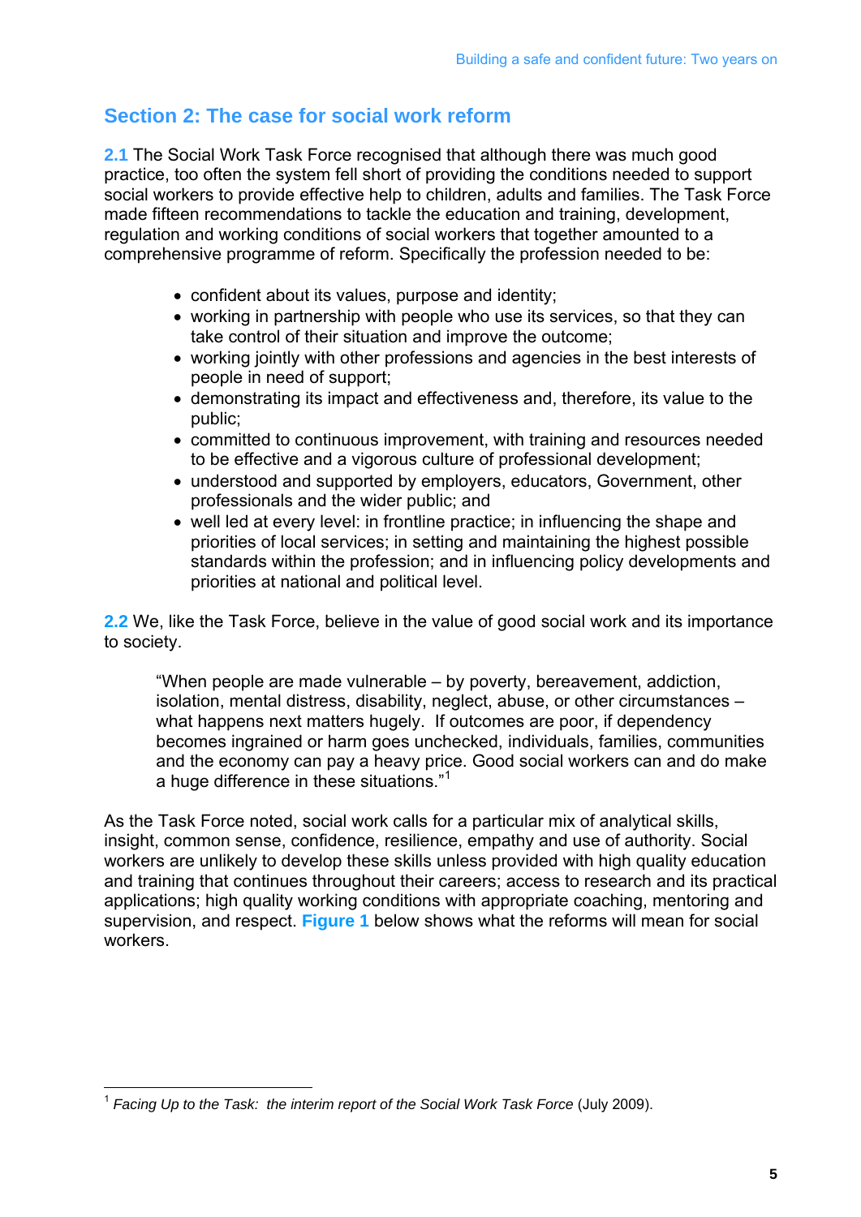## Section 2: The case for social work reform

**2.1** The Social Work Task Force recognised that although there was much good practice, too often the system fell short of providing the conditions needed to support social workers to provide effective help to children, adults and families. The Task Force made fifteen recommendations to tackle the education and training, development, regulation and working conditions of social workers that together amounted to a comprehensive programme of reform. Specifically the profession needed to be:

- confident about its values, purpose and identity;
- working in partnership with people who use its services, so that they can take control of their situation and improve the outcome;
- working jointly with other professions and agencies in the best interests of people in need of support;
- demonstrating its impact and effectiveness and, therefore, its value to the public;
- committed to continuous improvement, with training and resources needed to be effective and a vigorous culture of professional development;
- understood and supported by employers, educators, Government, other professionals and the wider public; and
- well led at every level: in frontline practice; in influencing the shape and priorities of local services; in setting and maintaining the highest possible standards within the profession; and in influencing policy developments and priorities at national and political level.

**2.2** We, like the Task Force, believe in the value of good social work and its importance to society.

> "When people are made vulnerable – by poverty, bereavement, addiction, isolation, mental distress, disability, neglect, abuse, or other circumstances – what happens next matters hugely. If outcomes are poor, if dependency becomes ingrained or harm goes unchecked, individuals, families, communities and the economy can pay a heavy price. Good social workers can and do make a huge difference in these situations."[1]

As the Task Force noted, social work calls for a particular mix of analytical skills, insight, common sense, confidence, resilience, empathy and use of authority. Social workers are unlikely to develop these skills unless provided with high quality education and training that continues throughout their careers; access to research and its practical applications; high quality working conditions with appropriate coaching, mentoring and supervision, and respect. **Figure 1** below shows what the reforms will mean for social workers.

---

[1] *Facing Up to the Task: the interim report of the Social Work Task Force* (July 2009).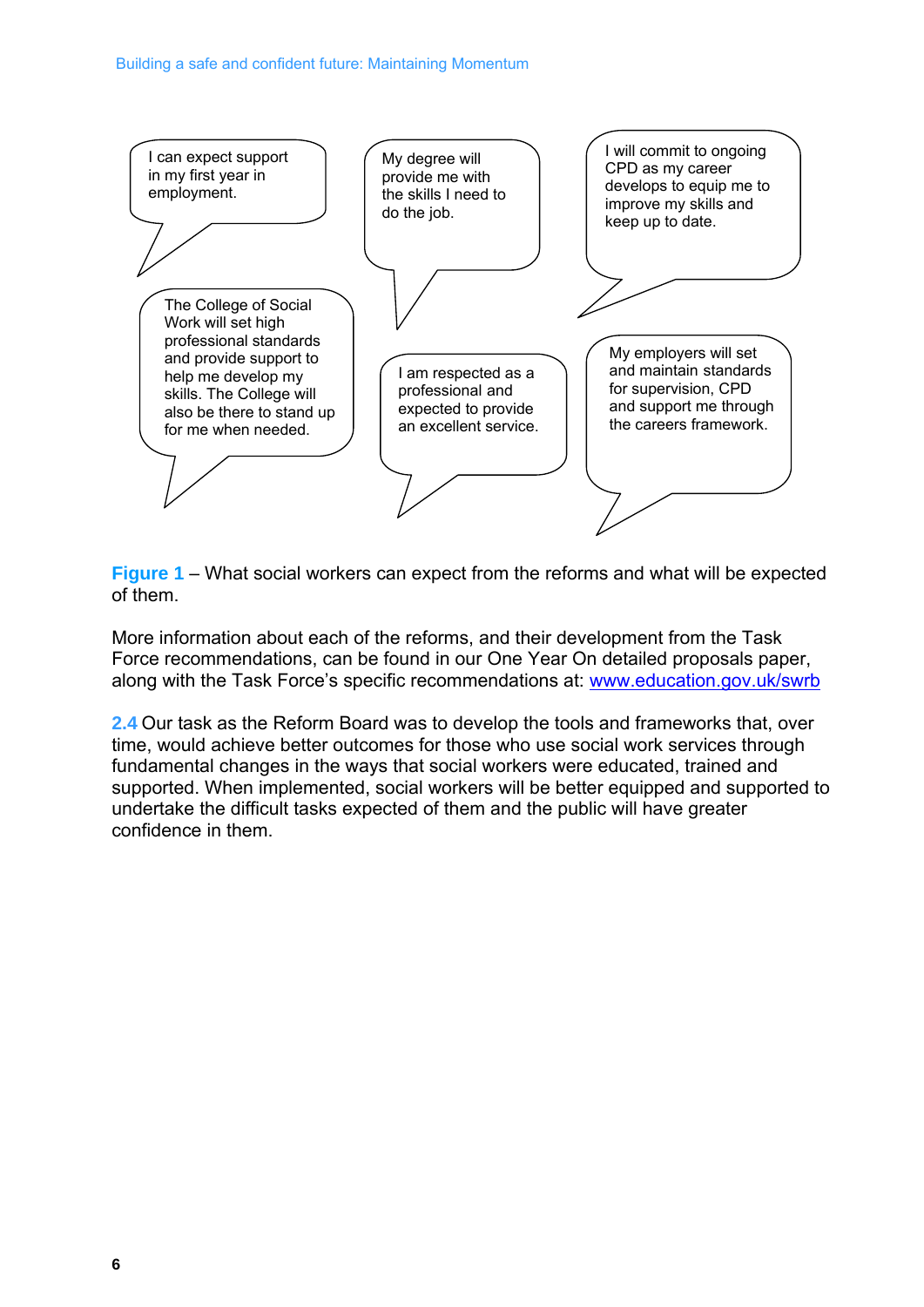I can expect support in my first year in employment.

My degree will provide me with the skills I need to do the job.

I will commit to ongoing CPD as my career develops to equip me to improve my skills and keep up to date.

The College of Social Work will set high professional standards and provide support to help me develop my skills. The College will also be there to stand up for me when needed.

I am respected as a professional and expected to provide an excellent service.

My employers will set and maintain standards for supervision, CPD and support me through the careers framework.

**Figure 1** – What social workers can expect from the reforms and what will be expected of them.

More information about each of the reforms, and their development from the Task Force recommendations, can be found in our One Year On detailed proposals paper, along with the Task Force's specific recommendations at: www.education.gov.uk/swrb

2.4 Our task as the Reform Board was to develop the tools and frameworks that, over time, would achieve better outcomes for those who use social work services through fundamental changes in the ways that social workers were educated, trained and supported. When implemented, social workers will be better equipped and supported to undertake the difficult tasks expected of them and the public will have greater confidence in them.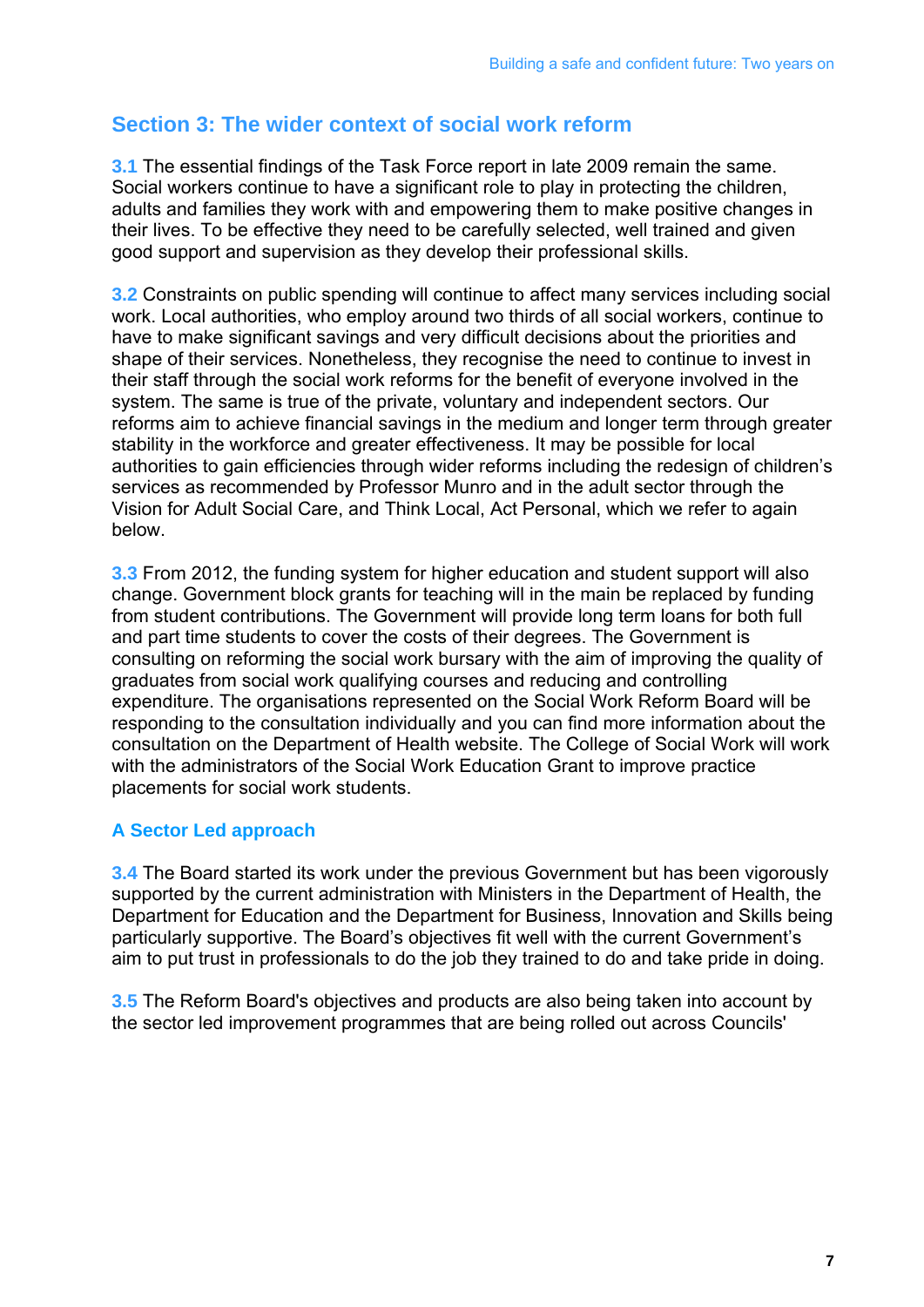## Section 3: The wider context of social work reform

**3.1** The essential findings of the Task Force report in late 2009 remain the same. Social workers continue to have a significant role to play in protecting the children, adults and families they work with and empowering them to make positive changes in their lives. To be effective they need to be carefully selected, well trained and given good support and supervision as they develop their professional skills.

**3.2** Constraints on public spending will continue to affect many services including social work. Local authorities, who employ around two thirds of all social workers, continue to have to make significant savings and very difficult decisions about the priorities and shape of their services. Nonetheless, they recognise the need to continue to invest in their staff through the social work reforms for the benefit of everyone involved in the system. The same is true of the private, voluntary and independent sectors. Our reforms aim to achieve financial savings in the medium and longer term through greater stability in the workforce and greater effectiveness. It may be possible for local authorities to gain efficiencies through wider reforms including the redesign of children's services as recommended by Professor Munro and in the adult sector through the Vision for Adult Social Care, and Think Local, Act Personal, which we refer to again below.

**3.3** From 2012, the funding system for higher education and student support will also change. Government block grants for teaching will in the main be replaced by funding from student contributions. The Government will provide long term loans for both full and part time students to cover the costs of their degrees. The Government is consulting on reforming the social work bursary with the aim of improving the quality of graduates from social work qualifying courses and reducing and controlling expenditure. The organisations represented on the Social Work Reform Board will be responding to the consultation individually and you can find more information about the consultation on the Department of Health website. The College of Social Work will work with the administrators of the Social Work Education Grant to improve practice placements for social work students.

### A Sector Led approach

**3.4** The Board started its work under the previous Government but has been vigorously supported by the current administration with Ministers in the Department of Health, the Department for Education and the Department for Business, Innovation and Skills being particularly supportive. The Board's objectives fit well with the current Government's aim to put trust in professionals to do the job they trained to do and take pride in doing.

**3.5** The Reform Board's objectives and products are also being taken into account by the sector led improvement programmes that are being rolled out across Councils'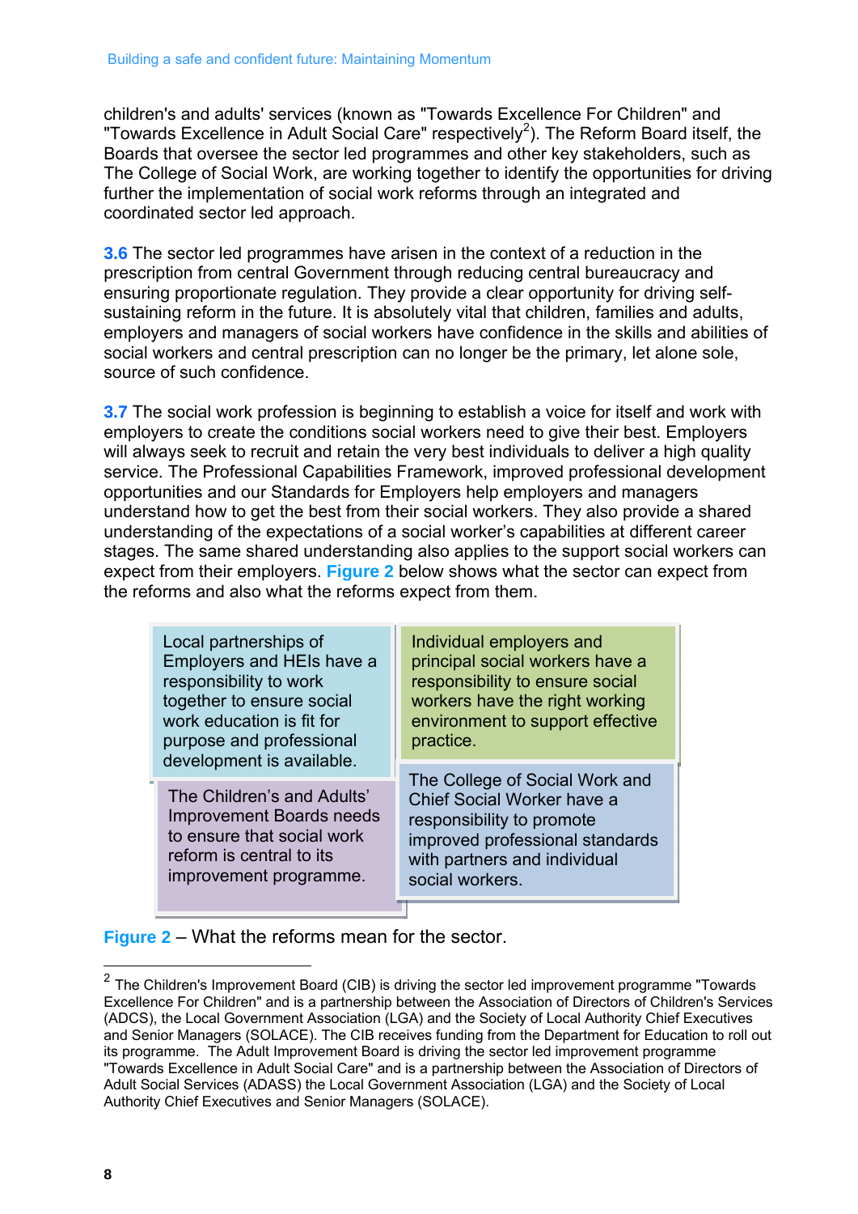children's and adults' services (known as "Towards Excellence For Children" and "Towards Excellence in Adult Social Care" respectively[2]). The Reform Board itself, the Boards that oversee the sector led programmes and other key stakeholders, such as The College of Social Work, are working together to identify the opportunities for driving further the implementation of social work reforms through an integrated and coordinated sector led approach.

**3.6** The sector led programmes have arisen in the context of a reduction in the prescription from central Government through reducing central bureaucracy and ensuring proportionate regulation. They provide a clear opportunity for driving self-sustaining reform in the future. It is absolutely vital that children, families and adults, employers and managers of social workers have confidence in the skills and abilities of social workers and central prescription can no longer be the primary, let alone sole, source of such confidence.

**3.7** The social work profession is beginning to establish a voice for itself and work with employers to create the conditions social workers need to give their best. Employers will always seek to recruit and retain the very best individuals to deliver a high quality service. The Professional Capabilities Framework, improved professional development opportunities and our Standards for Employers help employers and managers understand how to get the best from their social workers. They also provide a shared understanding of the expectations of a social worker's capabilities at different career stages. The same shared understanding also applies to the support social workers can expect from their employers. **Figure 2** below shows what the sector can expect from the reforms and also what the reforms expect from them.

| | |
|---|---|
| Local partnerships of Employers and HEIs have a responsibility to work together to ensure social work education is fit for purpose and professional development is available. | Individual employers and principal social workers have a responsibility to ensure social workers have the right working environment to support effective practice. |
| The Children's and Adults' Improvement Boards needs to ensure that social work reform is central to its improvement programme. | The College of Social Work and Chief Social Worker have a responsibility to promote improved professional standards with partners and individual social workers. |

**Figure 2** – What the reforms mean for the sector.

---

[2] The Children's Improvement Board (CIB) is driving the sector led improvement programme "Towards Excellence For Children" and is a partnership between the Association of Directors of Children's Services (ADCS), the Local Government Association (LGA) and the Society of Local Authority Chief Executives and Senior Managers (SOLACE). The CIB receives funding from the Department for Education to roll out its programme. The Adult Improvement Board is driving the sector led improvement programme "Towards Excellence in Adult Social Care" and is a partnership between the Association of Directors of Adult Social Services (ADASS) the Local Government Association (LGA) and the Society of Local Authority Chief Executives and Senior Managers (SOLACE).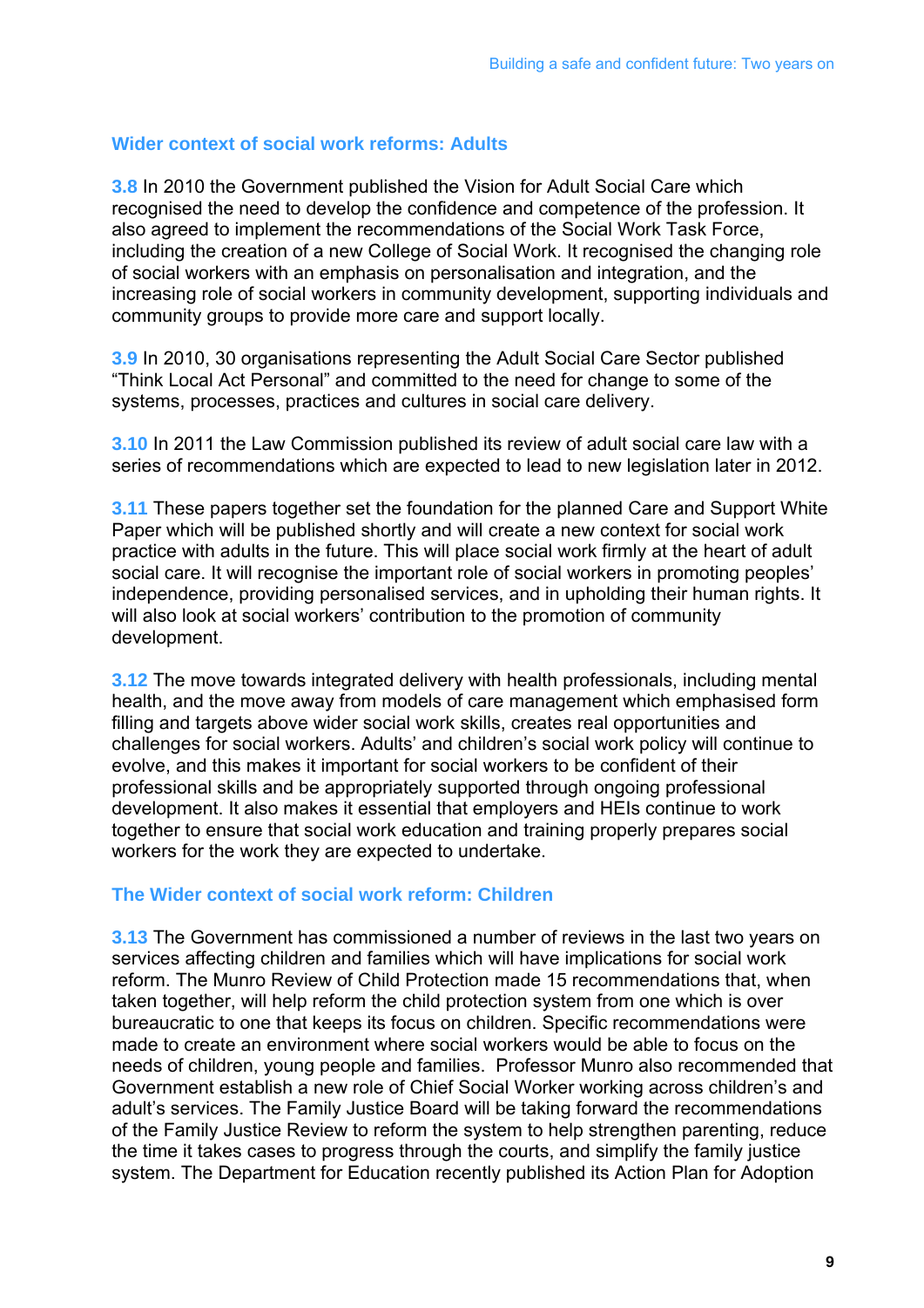## Wider context of social work reforms: Adults

**3.8** In 2010 the Government published the Vision for Adult Social Care which recognised the need to develop the confidence and competence of the profession. It also agreed to implement the recommendations of the Social Work Task Force, including the creation of a new College of Social Work. It recognised the changing role of social workers with an emphasis on personalisation and integration, and the increasing role of social workers in community development, supporting individuals and community groups to provide more care and support locally.

**3.9** In 2010, 30 organisations representing the Adult Social Care Sector published "Think Local Act Personal" and committed to the need for change to some of the systems, processes, practices and cultures in social care delivery.

**3.10** In 2011 the Law Commission published its review of adult social care law with a series of recommendations which are expected to lead to new legislation later in 2012.

**3.11** These papers together set the foundation for the planned Care and Support White Paper which will be published shortly and will create a new context for social work practice with adults in the future. This will place social work firmly at the heart of adult social care. It will recognise the important role of social workers in promoting peoples' independence, providing personalised services, and in upholding their human rights. It will also look at social workers' contribution to the promotion of community development.

**3.12** The move towards integrated delivery with health professionals, including mental health, and the move away from models of care management which emphasised form filling and targets above wider social work skills, creates real opportunities and challenges for social workers. Adults' and children's social work policy will continue to evolve, and this makes it important for social workers to be confident of their professional skills and be appropriately supported through ongoing professional development. It also makes it essential that employers and HEIs continue to work together to ensure that social work education and training properly prepares social workers for the work they are expected to undertake.

## The Wider context of social work reform: Children

**3.13** The Government has commissioned a number of reviews in the last two years on services affecting children and families which will have implications for social work reform. The Munro Review of Child Protection made 15 recommendations that, when taken together, will help reform the child protection system from one which is over bureaucratic to one that keeps its focus on children. Specific recommendations were made to create an environment where social workers would be able to focus on the needs of children, young people and families. Professor Munro also recommended that Government establish a new role of Chief Social Worker working across children's and adult's services. The Family Justice Board will be taking forward the recommendations of the Family Justice Review to reform the system to help strengthen parenting, reduce the time it takes cases to progress through the courts, and simplify the family justice system. The Department for Education recently published its Action Plan for Adoption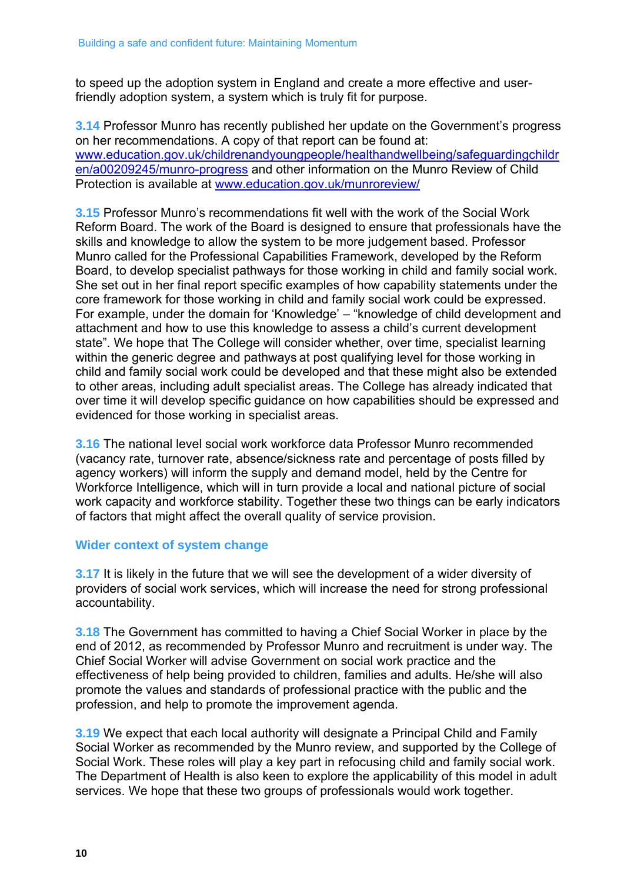to speed up the adoption system in England and create a more effective and user-friendly adoption system, a system which is truly fit for purpose.

**3.14** Professor Munro has recently published her update on the Government's progress on her recommendations. A copy of that report can be found at: [www.education.gov.uk/childrenandyoungpeople/healthandwellbeing/safeguardingchildren/a00209245/munro-progress](www.education.gov.uk/childrenandyoungpeople/healthandwellbeing/safeguardingchildren/a00209245/munro-progress) and other information on the Munro Review of Child Protection is available at [www.education.gov.uk/munroreview/](www.education.gov.uk/munroreview/)

**3.15** Professor Munro's recommendations fit well with the work of the Social Work Reform Board. The work of the Board is designed to ensure that professionals have the skills and knowledge to allow the system to be more judgement based. Professor Munro called for the Professional Capabilities Framework, developed by the Reform Board, to develop specialist pathways for those working in child and family social work. She set out in her final report specific examples of how capability statements under the core framework for those working in child and family social work could be expressed. For example, under the domain for 'Knowledge' – "knowledge of child development and attachment and how to use this knowledge to assess a child's current development state". We hope that The College will consider whether, over time, specialist learning within the generic degree and pathways at post qualifying level for those working in child and family social work could be developed and that these might also be extended to other areas, including adult specialist areas. The College has already indicated that over time it will develop specific guidance on how capabilities should be expressed and evidenced for those working in specialist areas.

**3.16** The national level social work workforce data Professor Munro recommended (vacancy rate, turnover rate, absence/sickness rate and percentage of posts filled by agency workers) will inform the supply and demand model, held by the Centre for Workforce Intelligence, which will in turn provide a local and national picture of social work capacity and workforce stability. Together these two things can be early indicators of factors that might affect the overall quality of service provision.

### Wider context of system change

**3.17** It is likely in the future that we will see the development of a wider diversity of providers of social work services, which will increase the need for strong professional accountability.

**3.18** The Government has committed to having a Chief Social Worker in place by the end of 2012, as recommended by Professor Munro and recruitment is under way. The Chief Social Worker will advise Government on social work practice and the effectiveness of help being provided to children, families and adults. He/she will also promote the values and standards of professional practice with the public and the profession, and help to promote the improvement agenda.

**3.19** We expect that each local authority will designate a Principal Child and Family Social Worker as recommended by the Munro review, and supported by the College of Social Work. These roles will play a key part in refocusing child and family social work. The Department of Health is also keen to explore the applicability of this model in adult services. We hope that these two groups of professionals would work together.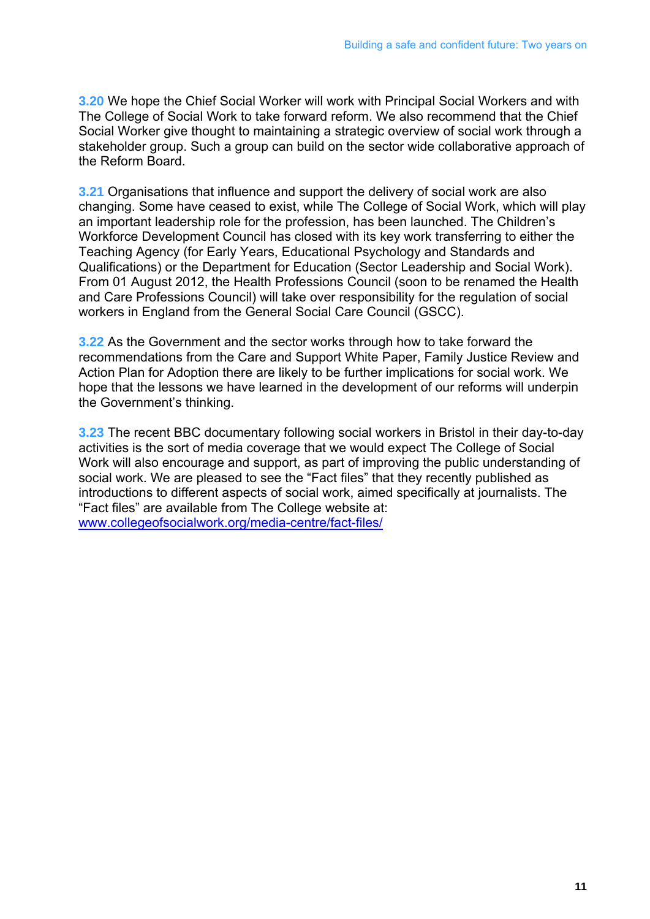**3.20** We hope the Chief Social Worker will work with Principal Social Workers and with The College of Social Work to take forward reform. We also recommend that the Chief Social Worker give thought to maintaining a strategic overview of social work through a stakeholder group. Such a group can build on the sector wide collaborative approach of the Reform Board.

**3.21** Organisations that influence and support the delivery of social work are also changing. Some have ceased to exist, while The College of Social Work, which will play an important leadership role for the profession, has been launched. The Children's Workforce Development Council has closed with its key work transferring to either the Teaching Agency (for Early Years, Educational Psychology and Standards and Qualifications) or the Department for Education (Sector Leadership and Social Work). From 01 August 2012, the Health Professions Council (soon to be renamed the Health and Care Professions Council) will take over responsibility for the regulation of social workers in England from the General Social Care Council (GSCC).

**3.22** As the Government and the sector works through how to take forward the recommendations from the Care and Support White Paper, Family Justice Review and Action Plan for Adoption there are likely to be further implications for social work. We hope that the lessons we have learned in the development of our reforms will underpin the Government's thinking.

**3.23** The recent BBC documentary following social workers in Bristol in their day-to-day activities is the sort of media coverage that we would expect The College of Social Work will also encourage and support, as part of improving the public understanding of social work. We are pleased to see the "Fact files" that they recently published as introductions to different aspects of social work, aimed specifically at journalists. The "Fact files" are available from The College website at: [www.collegeofsocialwork.org/media-centre/fact-files/](http://www.collegeofsocialwork.org/media-centre/fact-files/)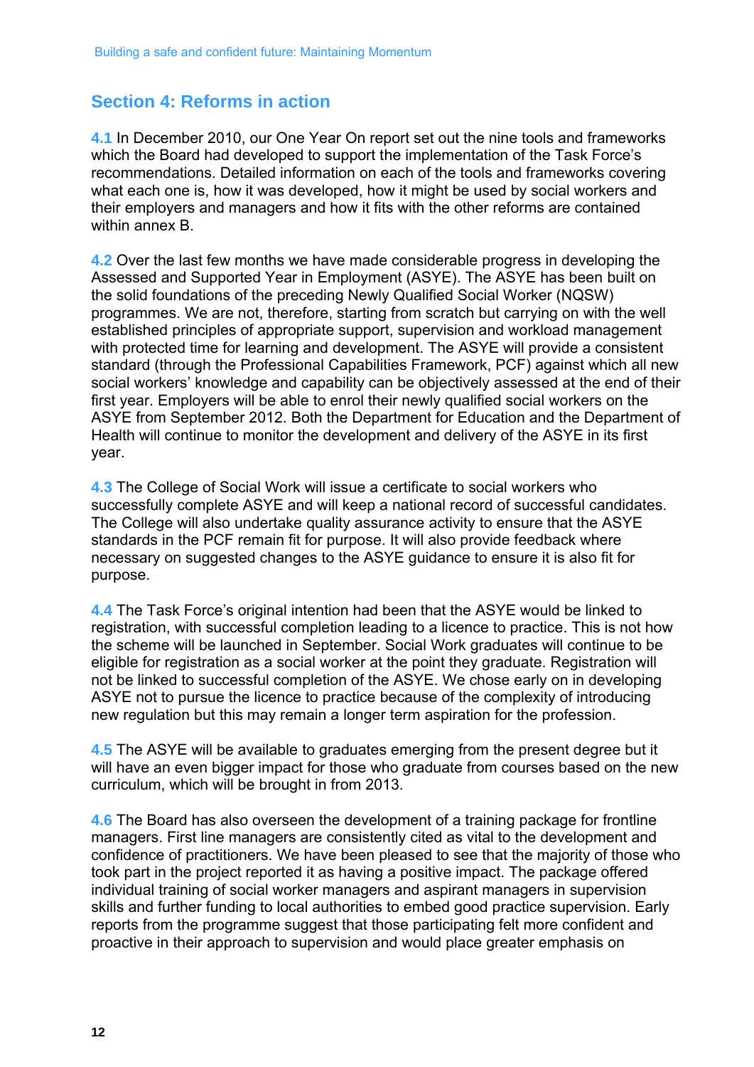## Section 4: Reforms in action

**4.1** In December 2010, our One Year On report set out the nine tools and frameworks which the Board had developed to support the implementation of the Task Force's recommendations. Detailed information on each of the tools and frameworks covering what each one is, how it was developed, how it might be used by social workers and their employers and managers and how it fits with the other reforms are contained within annex B.

**4.2** Over the last few months we have made considerable progress in developing the Assessed and Supported Year in Employment (ASYE). The ASYE has been built on the solid foundations of the preceding Newly Qualified Social Worker (NQSW) programmes. We are not, therefore, starting from scratch but carrying on with the well established principles of appropriate support, supervision and workload management with protected time for learning and development. The ASYE will provide a consistent standard (through the Professional Capabilities Framework, PCF) against which all new social workers' knowledge and capability can be objectively assessed at the end of their first year. Employers will be able to enrol their newly qualified social workers on the ASYE from September 2012. Both the Department for Education and the Department of Health will continue to monitor the development and delivery of the ASYE in its first year.

**4.3** The College of Social Work will issue a certificate to social workers who successfully complete ASYE and will keep a national record of successful candidates. The College will also undertake quality assurance activity to ensure that the ASYE standards in the PCF remain fit for purpose. It will also provide feedback where necessary on suggested changes to the ASYE guidance to ensure it is also fit for purpose.

**4.4** The Task Force's original intention had been that the ASYE would be linked to registration, with successful completion leading to a licence to practice. This is not how the scheme will be launched in September. Social Work graduates will continue to be eligible for registration as a social worker at the point they graduate. Registration will not be linked to successful completion of the ASYE. We chose early on in developing ASYE not to pursue the licence to practice because of the complexity of introducing new regulation but this may remain a longer term aspiration for the profession.

**4.5** The ASYE will be available to graduates emerging from the present degree but it will have an even bigger impact for those who graduate from courses based on the new curriculum, which will be brought in from 2013.

**4.6** The Board has also overseen the development of a training package for frontline managers. First line managers are consistently cited as vital to the development and confidence of practitioners. We have been pleased to see that the majority of those who took part in the project reported it as having a positive impact. The package offered individual training of social worker managers and aspirant managers in supervision skills and further funding to local authorities to embed good practice supervision. Early reports from the programme suggest that those participating felt more confident and proactive in their approach to supervision and would place greater emphasis on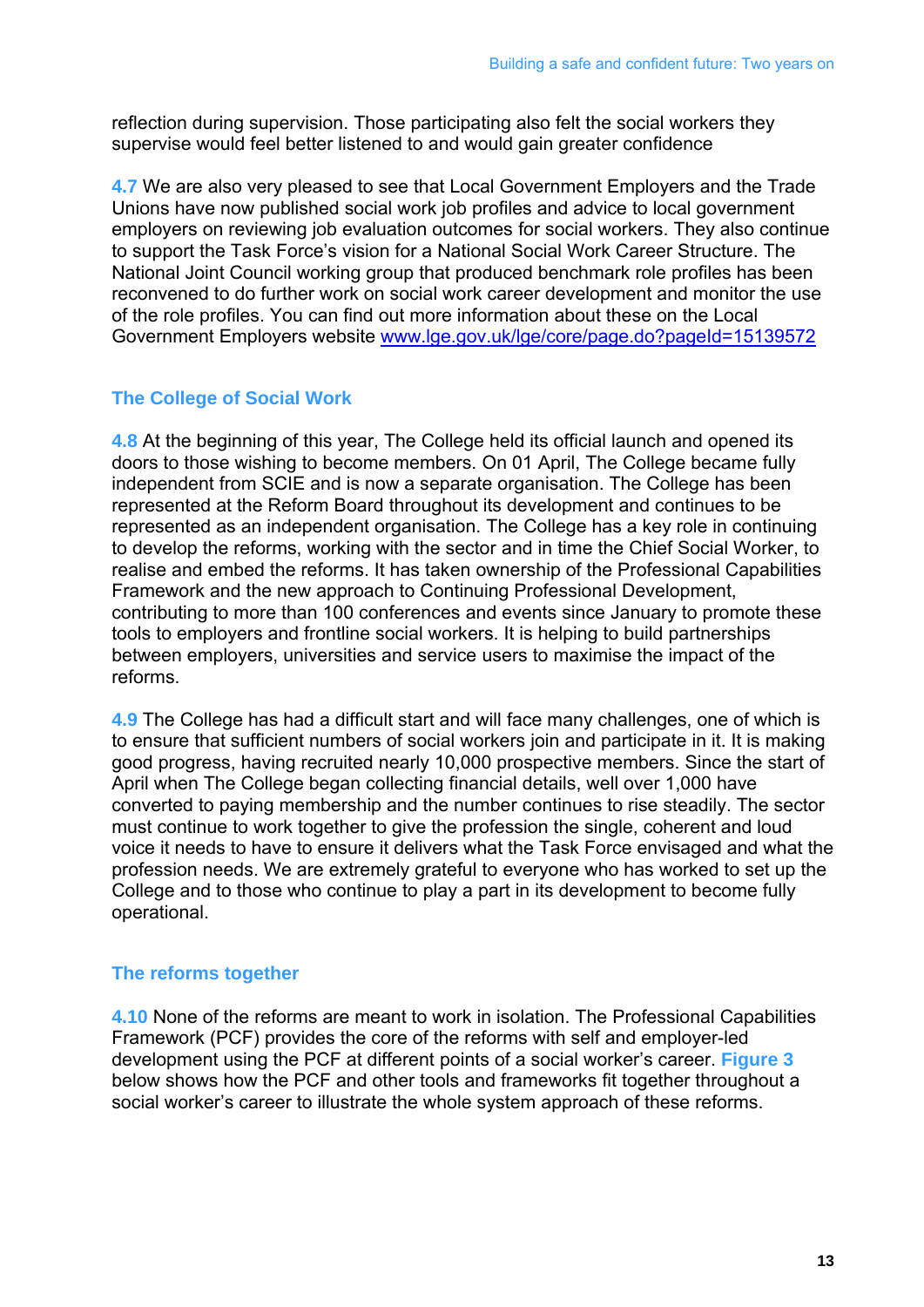reflection during supervision. Those participating also felt the social workers they supervise would feel better listened to and would gain greater confidence

**4.7** We are also very pleased to see that Local Government Employers and the Trade Unions have now published social work job profiles and advice to local government employers on reviewing job evaluation outcomes for social workers. They also continue to support the Task Force's vision for a National Social Work Career Structure. The National Joint Council working group that produced benchmark role profiles has been reconvened to do further work on social work career development and monitor the use of the role profiles. You can find out more information about these on the Local Government Employers website www.lge.gov.uk/lge/core/page.do?pageId=15139572

## The College of Social Work

**4.8** At the beginning of this year, The College held its official launch and opened its doors to those wishing to become members. On 01 April, The College became fully independent from SCIE and is now a separate organisation. The College has been represented at the Reform Board throughout its development and continues to be represented as an independent organisation. The College has a key role in continuing to develop the reforms, working with the sector and in time the Chief Social Worker, to realise and embed the reforms. It has taken ownership of the Professional Capabilities Framework and the new approach to Continuing Professional Development, contributing to more than 100 conferences and events since January to promote these tools to employers and frontline social workers. It is helping to build partnerships between employers, universities and service users to maximise the impact of the reforms.

**4.9** The College has had a difficult start and will face many challenges, one of which is to ensure that sufficient numbers of social workers join and participate in it. It is making good progress, having recruited nearly 10,000 prospective members. Since the start of April when The College began collecting financial details, well over 1,000 have converted to paying membership and the number continues to rise steadily. The sector must continue to work together to give the profession the single, coherent and loud voice it needs to have to ensure it delivers what the Task Force envisaged and what the profession needs. We are extremely grateful to everyone who has worked to set up the College and to those who continue to play a part in its development to become fully operational.

## The reforms together

**4.10** None of the reforms are meant to work in isolation. The Professional Capabilities Framework (PCF) provides the core of the reforms with self and employer-led development using the PCF at different points of a social worker's career. **Figure 3** below shows how the PCF and other tools and frameworks fit together throughout a social worker's career to illustrate the whole system approach of these reforms.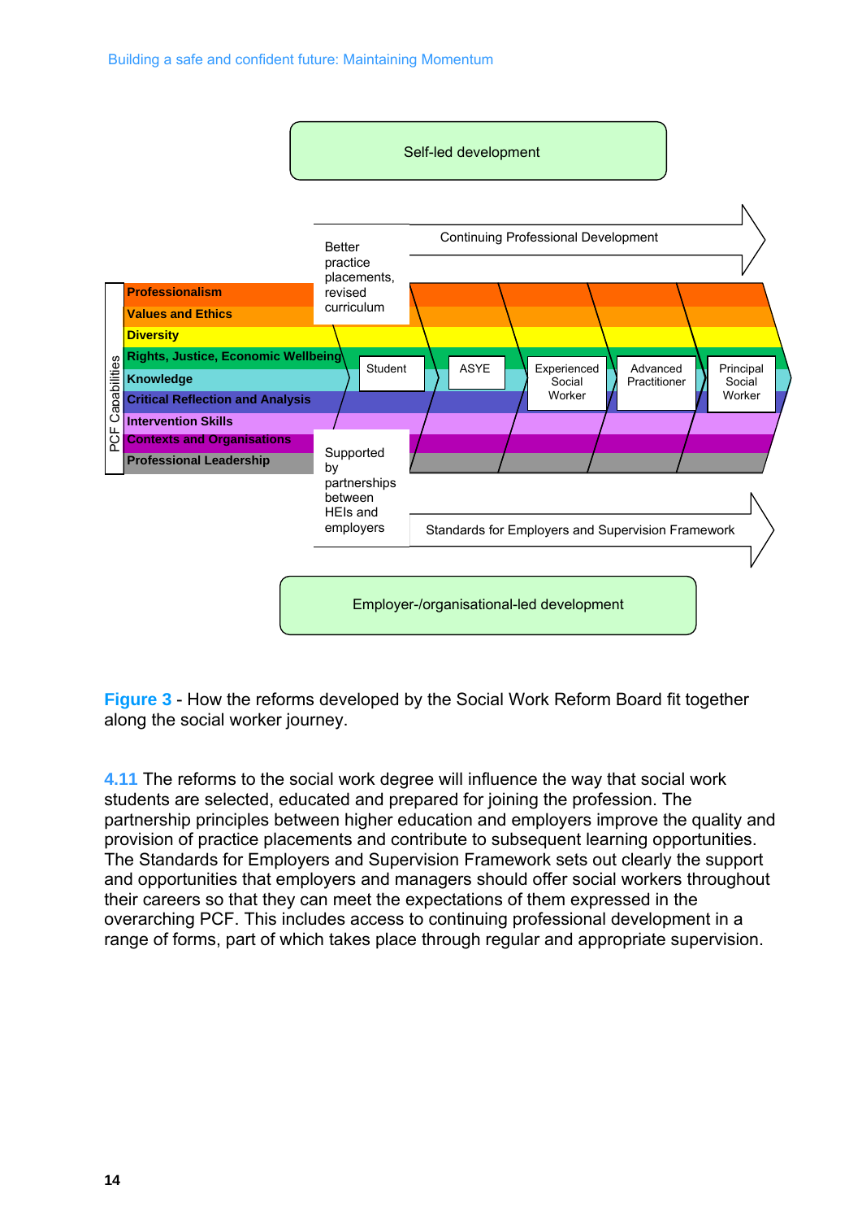Self-led development

Continuing Professional Development

Better practice placements, revised curriculum

PCF Capabilities

- Professionalism
- Values and Ethics
- Diversity
- Rights, Justice, Economic Wellbeing
- Knowledge
- Critical Reflection and Analysis
- Intervention Skills
- Contexts and Organisations
- Professional Leadership

Student → ASYE → Experienced Social Worker → Advanced Practitioner → Principal Social Worker

Supported by partnerships between HEIs and employers

Standards for Employers and Supervision Framework

Employer-/organisational-led development

**Figure 3** - How the reforms developed by the Social Work Reform Board fit together along the social worker journey.

**4.11** The reforms to the social work degree will influence the way that social work students are selected, educated and prepared for joining the profession. The partnership principles between higher education and employers improve the quality and provision of practice placements and contribute to subsequent learning opportunities. The Standards for Employers and Supervision Framework sets out clearly the support and opportunities that employers and managers should offer social workers throughout their careers so that they can meet the expectations of them expressed in the overarching PCF. This includes access to continuing professional development in a range of forms, part of which takes place through regular and appropriate supervision.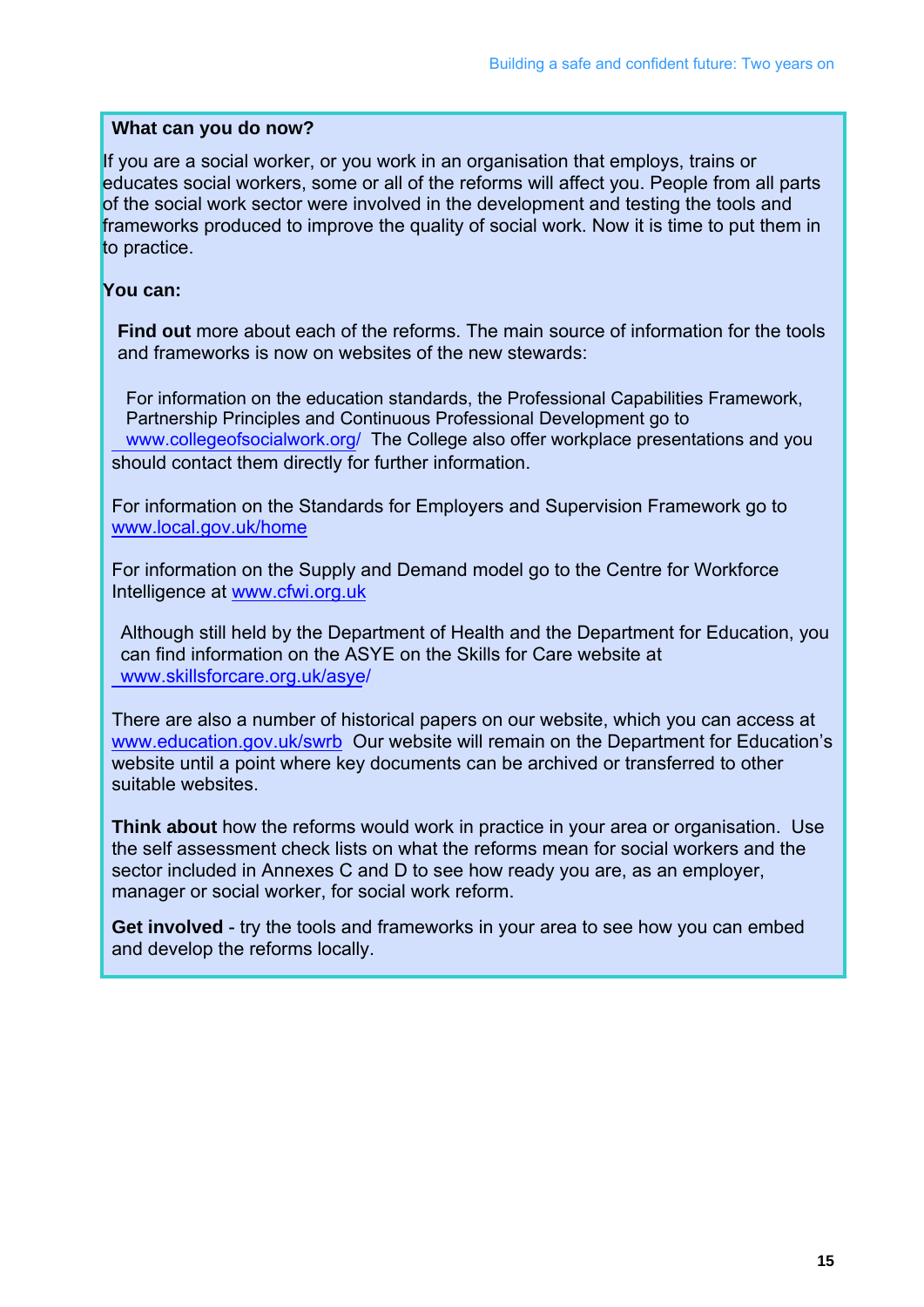**What can you do now?**

If you are a social worker, or you work in an organisation that employs, trains or educates social workers, some or all of the reforms will affect you. People from all parts of the social work sector were involved in the development and testing the tools and frameworks produced to improve the quality of social work. Now it is time to put them in to practice.

**You can:**

**Find out** more about each of the reforms. The main source of information for the tools and frameworks is now on websites of the new stewards:

For information on the education standards, the Professional Capabilities Framework, Partnership Principles and Continuous Professional Development go to www.collegeofsocialwork.org/ The College also offer workplace presentations and you should contact them directly for further information.

For information on the Standards for Employers and Supervision Framework go to www.local.gov.uk/home

For information on the Supply and Demand model go to the Centre for Workforce Intelligence at www.cfwi.org.uk

Although still held by the Department of Health and the Department for Education, you can find information on the ASYE on the Skills for Care website at www.skillsforcare.org.uk/asye/

There are also a number of historical papers on our website, which you can access at www.education.gov.uk/swrb Our website will remain on the Department for Education's website until a point where key documents can be archived or transferred to other suitable websites.

**Think about** how the reforms would work in practice in your area or organisation. Use the self assessment check lists on what the reforms mean for social workers and the sector included in Annexes C and D to see how ready you are, as an employer, manager or social worker, for social work reform.

**Get involved** - try the tools and frameworks in your area to see how you can embed and develop the reforms locally.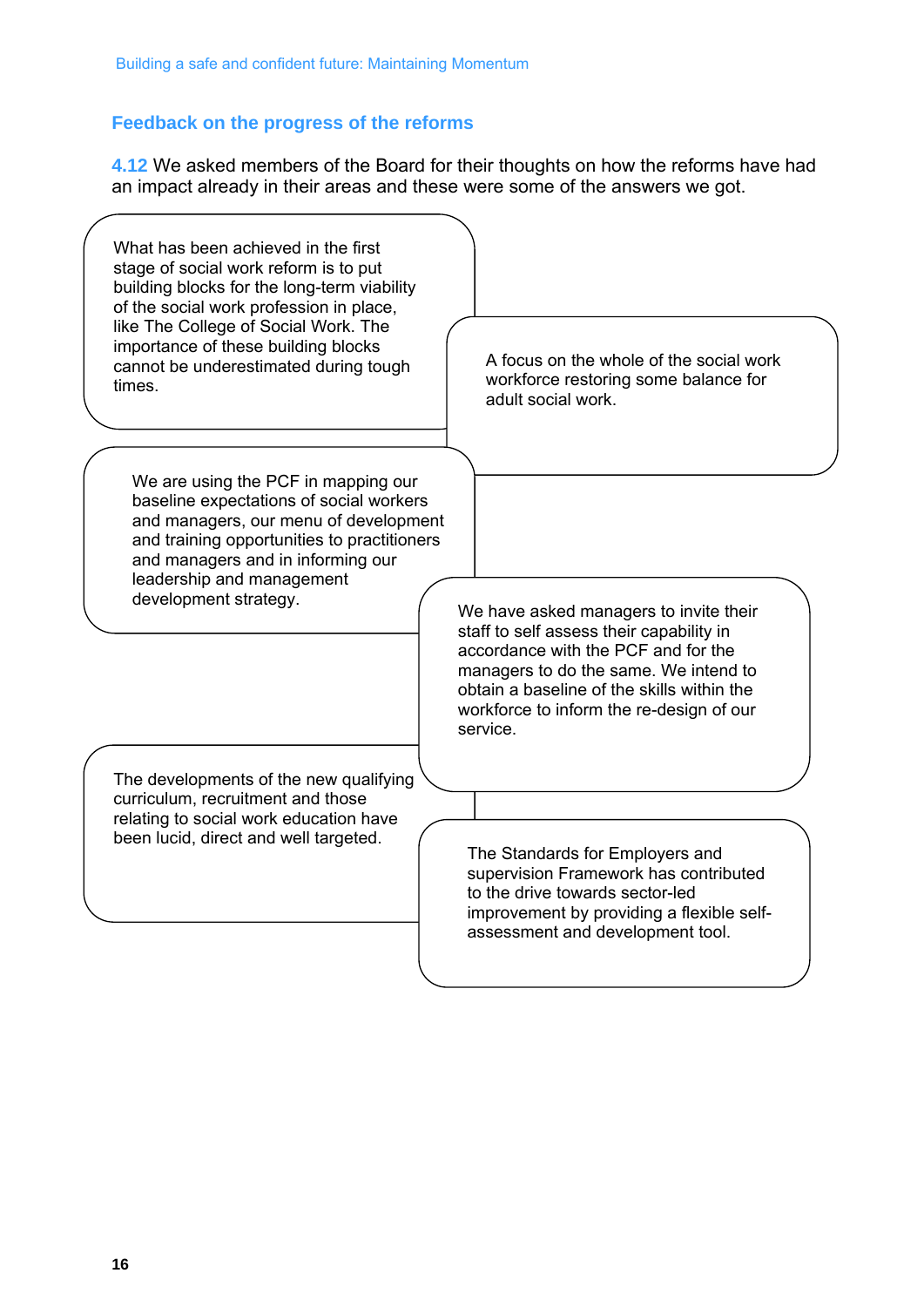## Feedback on the progress of the reforms

**4.12** We asked members of the Board for their thoughts on how the reforms have had an impact already in their areas and these were some of the answers we got.

> What has been achieved in the first stage of social work reform is to put building blocks for the long-term viability of the social work profession in place, like The College of Social Work. The importance of these building blocks cannot be underestimated during tough times.

> A focus on the whole of the social work workforce restoring some balance for adult social work.

> We are using the PCF in mapping our baseline expectations of social workers and managers, our menu of development and training opportunities to practitioners and managers and in informing our leadership and management development strategy.

> We have asked managers to invite their staff to self assess their capability in accordance with the PCF and for the managers to do the same. We intend to obtain a baseline of the skills within the workforce to inform the re-design of our service.

> The developments of the new qualifying curriculum, recruitment and those relating to social work education have been lucid, direct and well targeted.

> The Standards for Employers and supervision Framework has contributed to the drive towards sector-led improvement by providing a flexible self-assessment and development tool.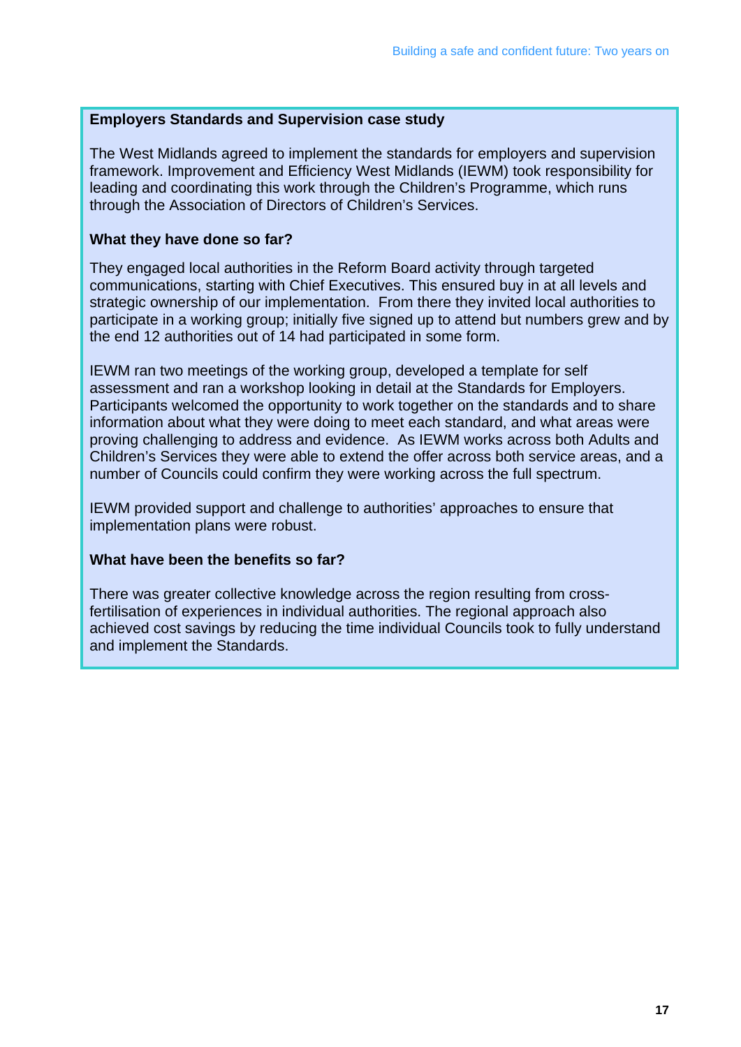**Employers Standards and Supervision case study**

The West Midlands agreed to implement the standards for employers and supervision framework. Improvement and Efficiency West Midlands (IEWM) took responsibility for leading and coordinating this work through the Children's Programme, which runs through the Association of Directors of Children's Services.

**What they have done so far?**

They engaged local authorities in the Reform Board activity through targeted communications, starting with Chief Executives. This ensured buy in at all levels and strategic ownership of our implementation. From there they invited local authorities to participate in a working group; initially five signed up to attend but numbers grew and by the end 12 authorities out of 14 had participated in some form.

IEWM ran two meetings of the working group, developed a template for self assessment and ran a workshop looking in detail at the Standards for Employers. Participants welcomed the opportunity to work together on the standards and to share information about what they were doing to meet each standard, and what areas were proving challenging to address and evidence. As IEWM works across both Adults and Children's Services they were able to extend the offer across both service areas, and a number of Councils could confirm they were working across the full spectrum.

IEWM provided support and challenge to authorities' approaches to ensure that implementation plans were robust.

**What have been the benefits so far?**

There was greater collective knowledge across the region resulting from cross-fertilisation of experiences in individual authorities. The regional approach also achieved cost savings by reducing the time individual Councils took to fully understand and implement the Standards.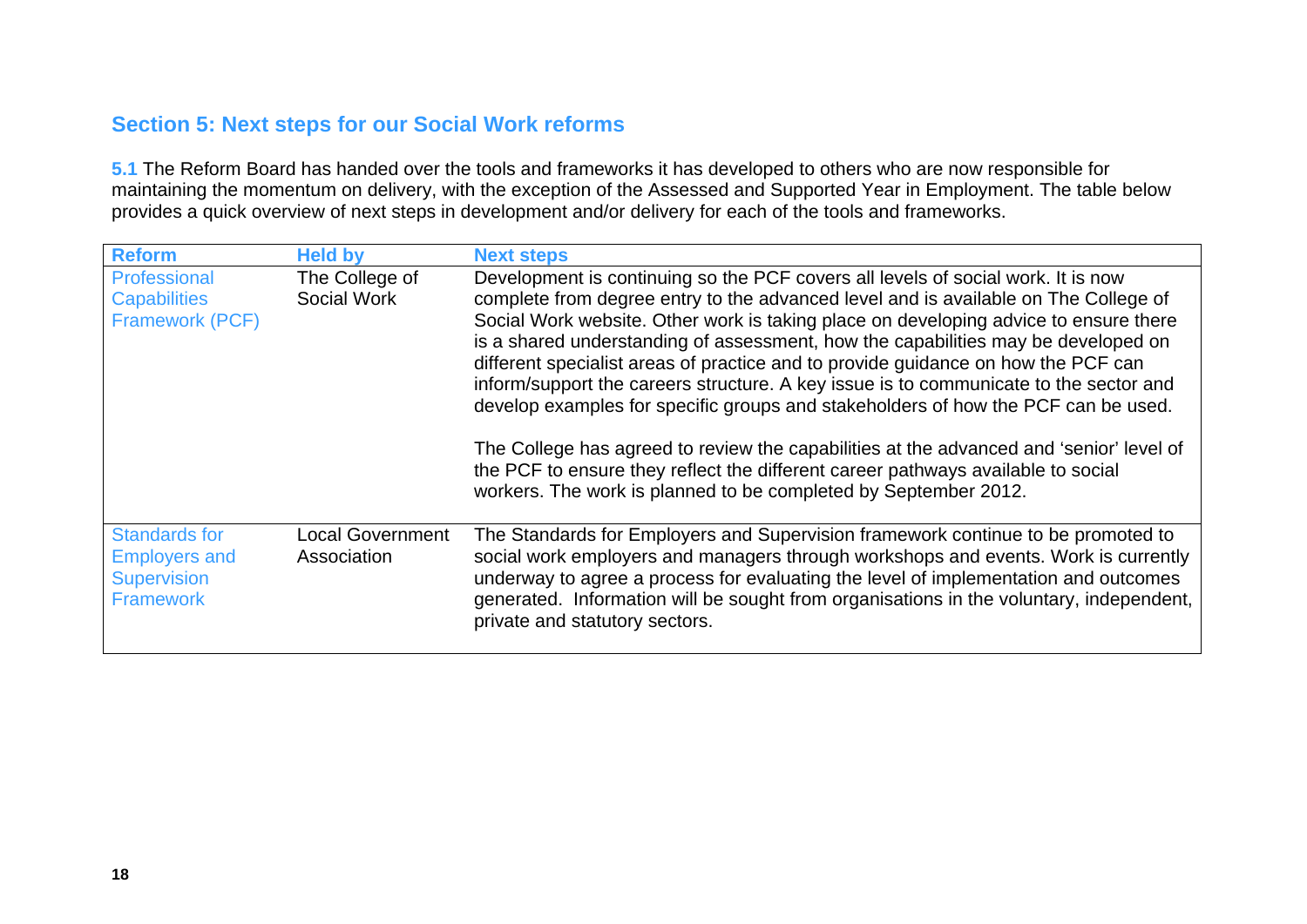## Section 5: Next steps for our Social Work reforms

**5.1** The Reform Board has handed over the tools and frameworks it has developed to others who are now responsible for maintaining the momentum on delivery, with the exception of the Assessed and Supported Year in Employment. The table below provides a quick overview of next steps in development and/or delivery for each of the tools and frameworks.

| Reform | Held by | Next steps |
| --- | --- | --- |
| Professional Capabilities Framework (PCF) | The College of Social Work | Development is continuing so the PCF covers all levels of social work. It is now complete from degree entry to the advanced level and is available on The College of Social Work website. Other work is taking place on developing advice to ensure there is a shared understanding of assessment, how the capabilities may be developed on different specialist areas of practice and to provide guidance on how the PCF can inform/support the careers structure. A key issue is to communicate to the sector and develop examples for specific groups and stakeholders of how the PCF can be used.<br><br>The College has agreed to review the capabilities at the advanced and 'senior' level of the PCF to ensure they reflect the different career pathways available to social workers. The work is planned to be completed by September 2012. |
| Standards for Employers and Supervision Framework | Local Government Association | The Standards for Employers and Supervision framework continue to be promoted to social work employers and managers through workshops and events. Work is currently underway to agree a process for evaluating the level of implementation and outcomes generated. Information will be sought from organisations in the voluntary, independent, private and statutory sectors. |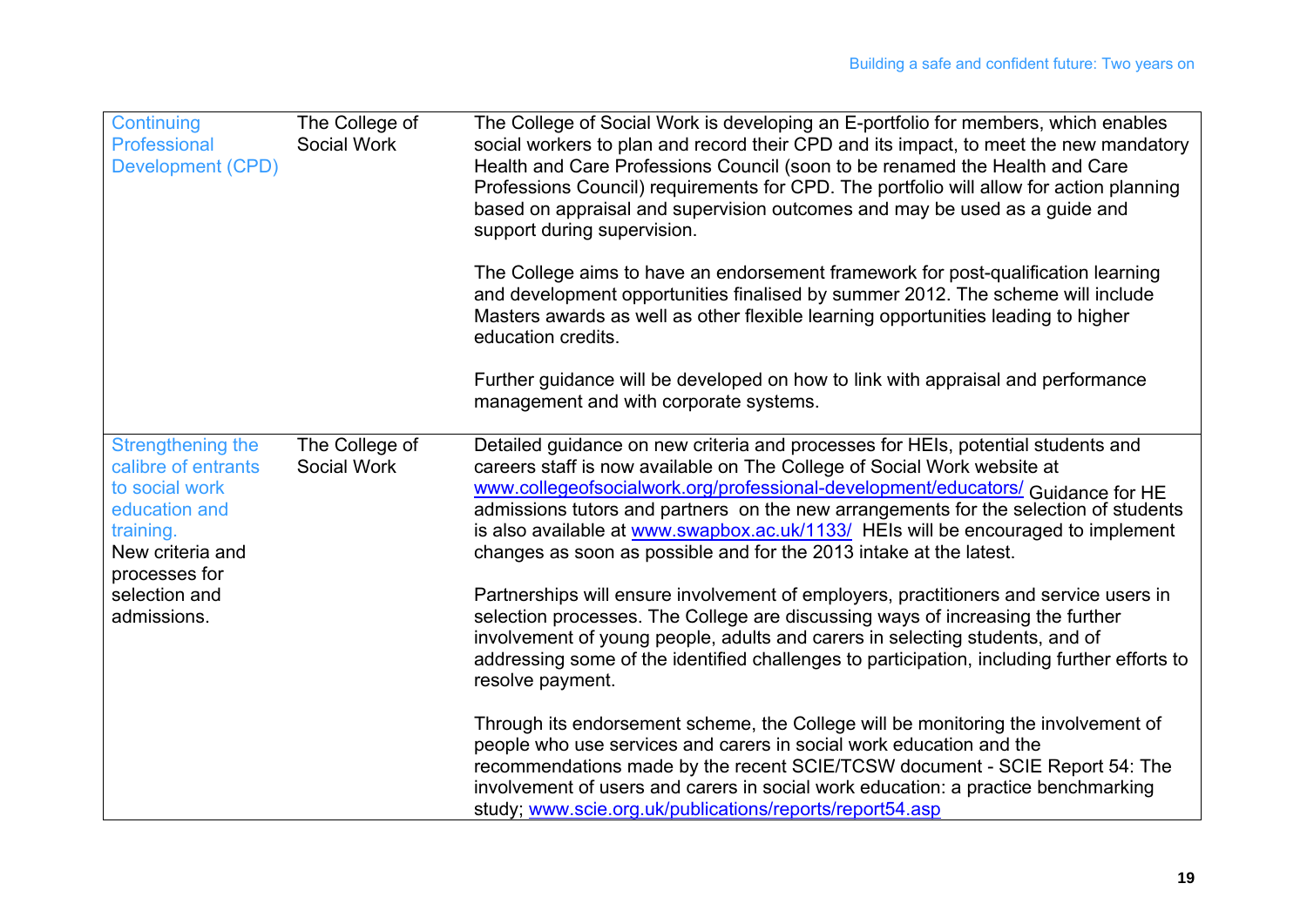| | | |
|---|---|---|
| Continuing Professional Development (CPD) | The College of Social Work | The College of Social Work is developing an E-portfolio for members, which enables social workers to plan and record their CPD and its impact, to meet the new mandatory Health and Care Professions Council (soon to be renamed the Health and Care Professions Council) requirements for CPD. The portfolio will allow for action planning based on appraisal and supervision outcomes and may be used as a guide and support during supervision.<br><br>The College aims to have an endorsement framework for post-qualification learning and development opportunities finalised by summer 2012. The scheme will include Masters awards as well as other flexible learning opportunities leading to higher education credits.<br><br>Further guidance will be developed on how to link with appraisal and performance management and with corporate systems. |
| Strengthening the calibre of entrants to social work education and training.<br>New criteria and processes for selection and admissions. | The College of Social Work | Detailed guidance on new criteria and processes for HEIs, potential students and careers staff is now available on The College of Social Work website at [www.collegeofsocialwork.org/professional-development/educators/](www.collegeofsocialwork.org/professional-development/educators/) Guidance for HE admissions tutors and partners on the new arrangements for the selection of students is also available at [www.swapbox.ac.uk/1133/](www.swapbox.ac.uk/1133/) HEIs will be encouraged to implement changes as soon as possible and for the 2013 intake at the latest.<br><br>Partnerships will ensure involvement of employers, practitioners and service users in selection processes. The College are discussing ways of increasing the further involvement of young people, adults and carers in selecting students, and of addressing some of the identified challenges to participation, including further efforts to resolve payment.<br><br>Through its endorsement scheme, the College will be monitoring the involvement of people who use services and carers in social work education and the recommendations made by the recent SCIE/TCSW document - SCIE Report 54: The involvement of users and carers in social work education: a practice benchmarking study; [www.scie.org.uk/publications/reports/report54.asp](www.scie.org.uk/publications/reports/report54.asp) |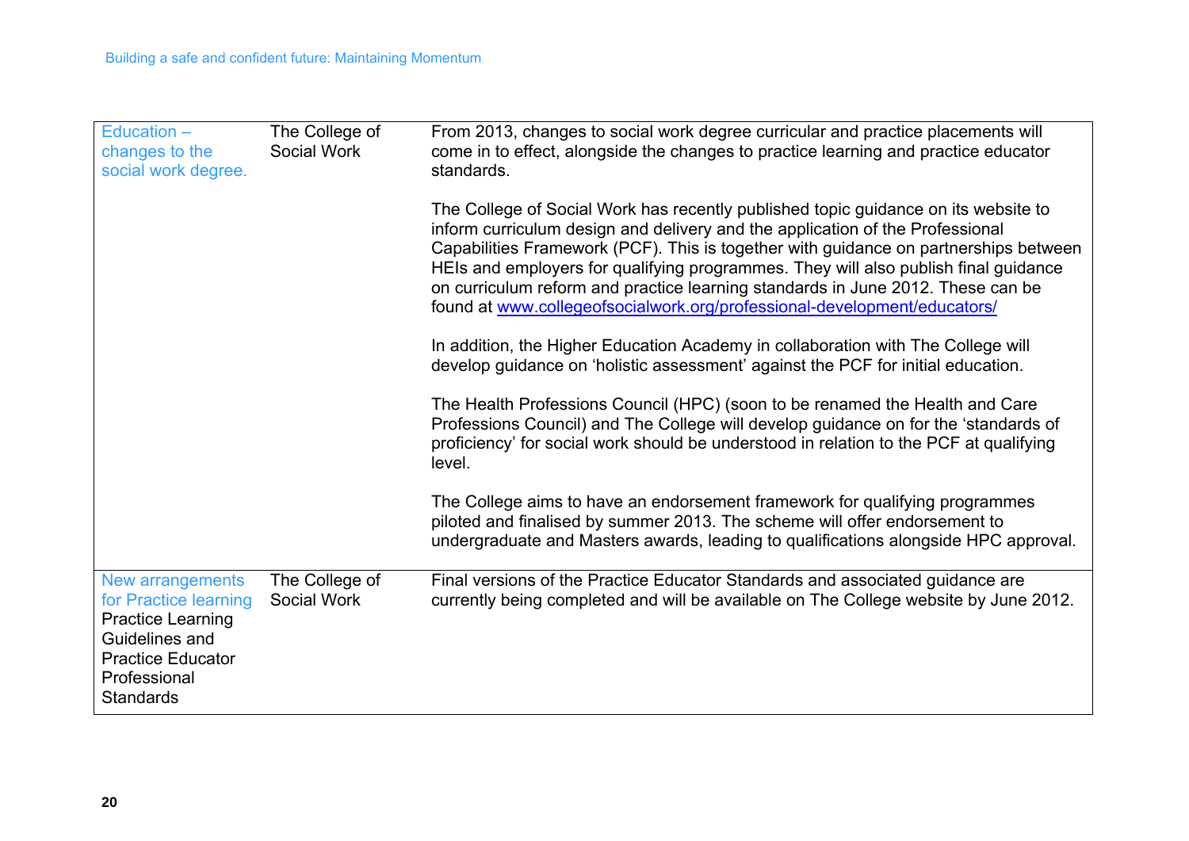| | | |
|---|---|---|
| Education – changes to the social work degree. | The College of Social Work | From 2013, changes to social work degree curricular and practice placements will come in to effect, alongside the changes to practice learning and practice educator standards.<br><br>The College of Social Work has recently published topic guidance on its website to inform curriculum design and delivery and the application of the Professional Capabilities Framework (PCF). This is together with guidance on partnerships between HEIs and employers for qualifying programmes. They will also publish final guidance on curriculum reform and practice learning standards in June 2012. These can be found at [www.collegeofsocialwork.org/professional-development/educators/](www.collegeofsocialwork.org/professional-development/educators/)<br><br>In addition, the Higher Education Academy in collaboration with The College will develop guidance on 'holistic assessment' against the PCF for initial education.<br><br>The Health Professions Council (HPC) (soon to be renamed the Health and Care Professions Council) and The College will develop guidance on for the 'standards of proficiency' for social work should be understood in relation to the PCF at qualifying level.<br><br>The College aims to have an endorsement framework for qualifying programmes piloted and finalised by summer 2013. The scheme will offer endorsement to undergraduate and Masters awards, leading to qualifications alongside HPC approval. |
| New arrangements for Practice learning<br>Practice Learning Guidelines and Practice Educator Professional Standards | The College of Social Work | Final versions of the Practice Educator Standards and associated guidance are currently being completed and will be available on The College website by June 2012. |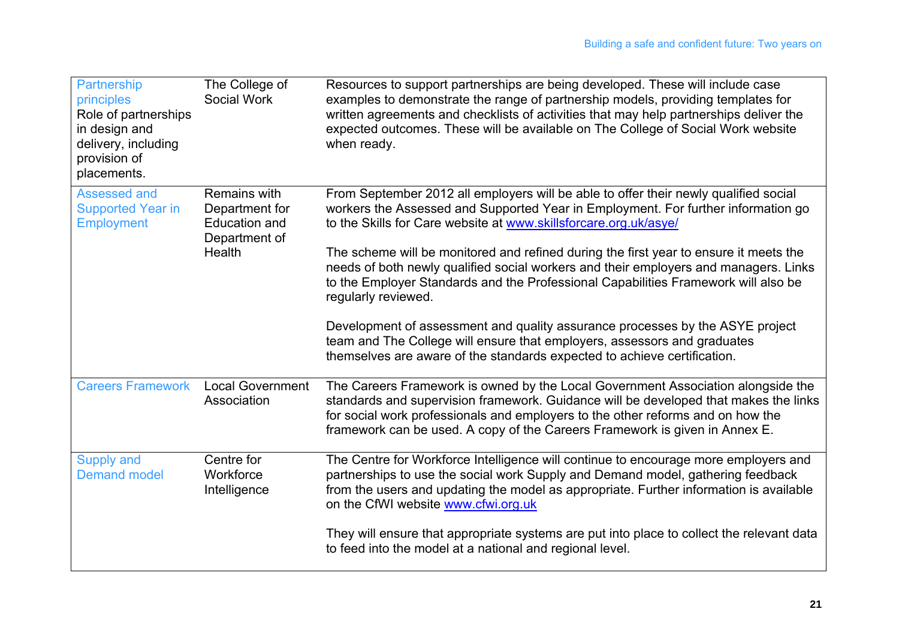| | | |
|---|---|---|
| Partnership principles<br>Role of partnerships in design and delivery, including provision of placements. | The College of Social Work | Resources to support partnerships are being developed. These will include case examples to demonstrate the range of partnership models, providing templates for written agreements and checklists of activities that may help partnerships deliver the expected outcomes. These will be available on The College of Social Work website when ready. |
| Assessed and Supported Year in Employment | Remains with Department for Education and Department of Health | From September 2012 all employers will be able to offer their newly qualified social workers the Assessed and Supported Year in Employment. For further information go to the Skills for Care website at [www.skillsforcare.org.uk/asye/](www.skillsforcare.org.uk/asye/)<br><br>The scheme will be monitored and refined during the first year to ensure it meets the needs of both newly qualified social workers and their employers and managers. Links to the Employer Standards and the Professional Capabilities Framework will also be regularly reviewed.<br><br>Development of assessment and quality assurance processes by the ASYE project team and The College will ensure that employers, assessors and graduates themselves are aware of the standards expected to achieve certification. |
| Careers Framework | Local Government Association | The Careers Framework is owned by the Local Government Association alongside the standards and supervision framework. Guidance will be developed that makes the links for social work professionals and employers to the other reforms and on how the framework can be used. A copy of the Careers Framework is given in Annex E. |
| Supply and Demand model | Centre for Workforce Intelligence | The Centre for Workforce Intelligence will continue to encourage more employers and partnerships to use the social work Supply and Demand model, gathering feedback from the users and updating the model as appropriate. Further information is available on the CfWI website [www.cfwi.org.uk](www.cfwi.org.uk)<br><br>They will ensure that appropriate systems are put into place to collect the relevant data to feed into the model at a national and regional level. |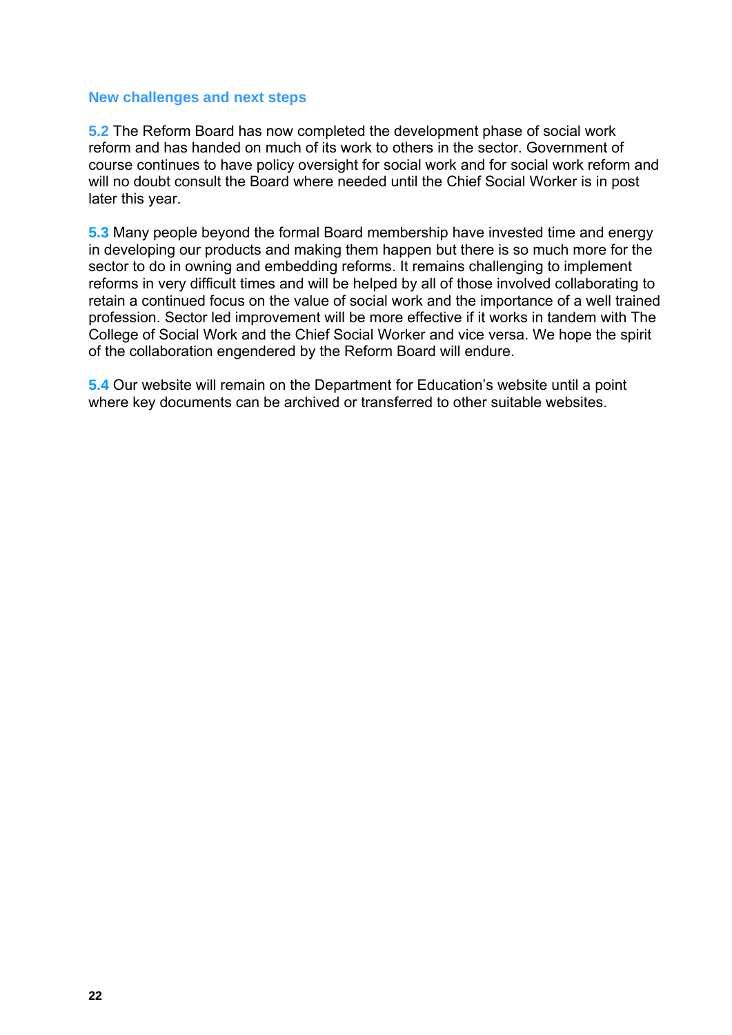## New challenges and next steps

**5.2** The Reform Board has now completed the development phase of social work reform and has handed on much of its work to others in the sector. Government of course continues to have policy oversight for social work and for social work reform and will no doubt consult the Board where needed until the Chief Social Worker is in post later this year.

**5.3** Many people beyond the formal Board membership have invested time and energy in developing our products and making them happen but there is so much more for the sector to do in owning and embedding reforms. It remains challenging to implement reforms in very difficult times and will be helped by all of those involved collaborating to retain a continued focus on the value of social work and the importance of a well trained profession. Sector led improvement will be more effective if it works in tandem with The College of Social Work and the Chief Social Worker and vice versa. We hope the spirit of the collaboration engendered by the Reform Board will endure.

**5.4** Our website will remain on the Department for Education's website until a point where key documents can be archived or transferred to other suitable websites.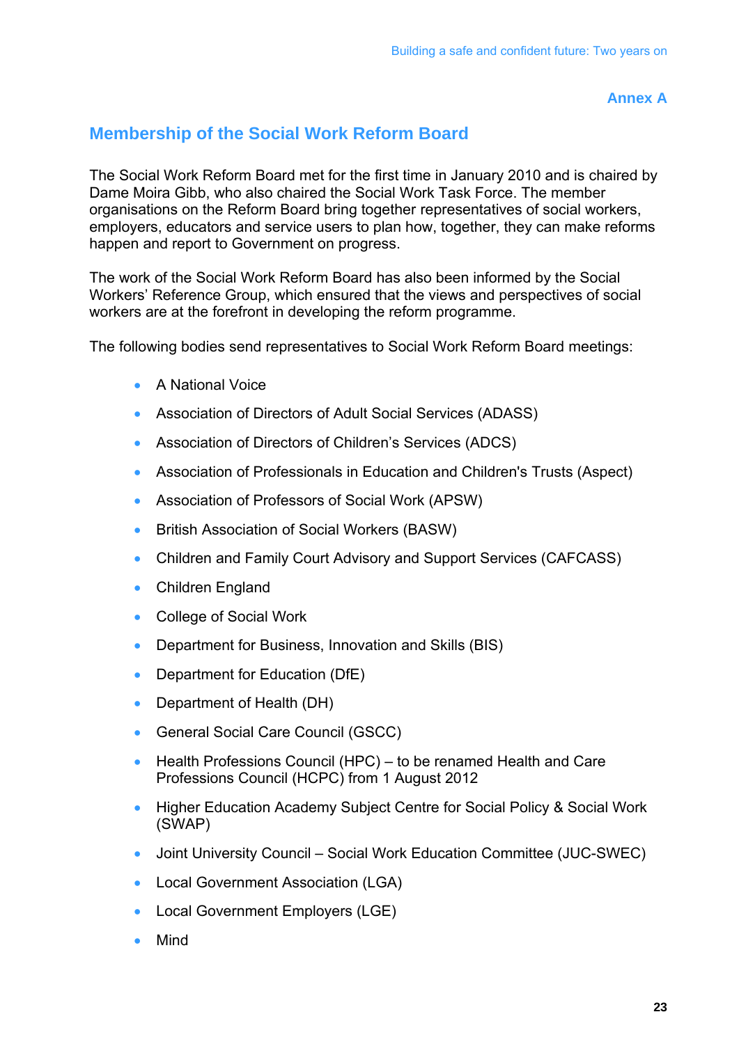**Annex A**

## Membership of the Social Work Reform Board

The Social Work Reform Board met for the first time in January 2010 and is chaired by Dame Moira Gibb, who also chaired the Social Work Task Force. The member organisations on the Reform Board bring together representatives of social workers, employers, educators and service users to plan how, together, they can make reforms happen and report to Government on progress.

The work of the Social Work Reform Board has also been informed by the Social Workers' Reference Group, which ensured that the views and perspectives of social workers are at the forefront in developing the reform programme.

The following bodies send representatives to Social Work Reform Board meetings:

- A National Voice
- Association of Directors of Adult Social Services (ADASS)
- Association of Directors of Children's Services (ADCS)
- Association of Professionals in Education and Children's Trusts (Aspect)
- Association of Professors of Social Work (APSW)
- British Association of Social Workers (BASW)
- Children and Family Court Advisory and Support Services (CAFCASS)
- Children England
- College of Social Work
- Department for Business, Innovation and Skills (BIS)
- Department for Education (DfE)
- Department of Health (DH)
- General Social Care Council (GSCC)
- Health Professions Council (HPC) – to be renamed Health and Care Professions Council (HCPC) from 1 August 2012
- Higher Education Academy Subject Centre for Social Policy & Social Work (SWAP)
- Joint University Council – Social Work Education Committee (JUC-SWEC)
- Local Government Association (LGA)
- Local Government Employers (LGE)
- Mind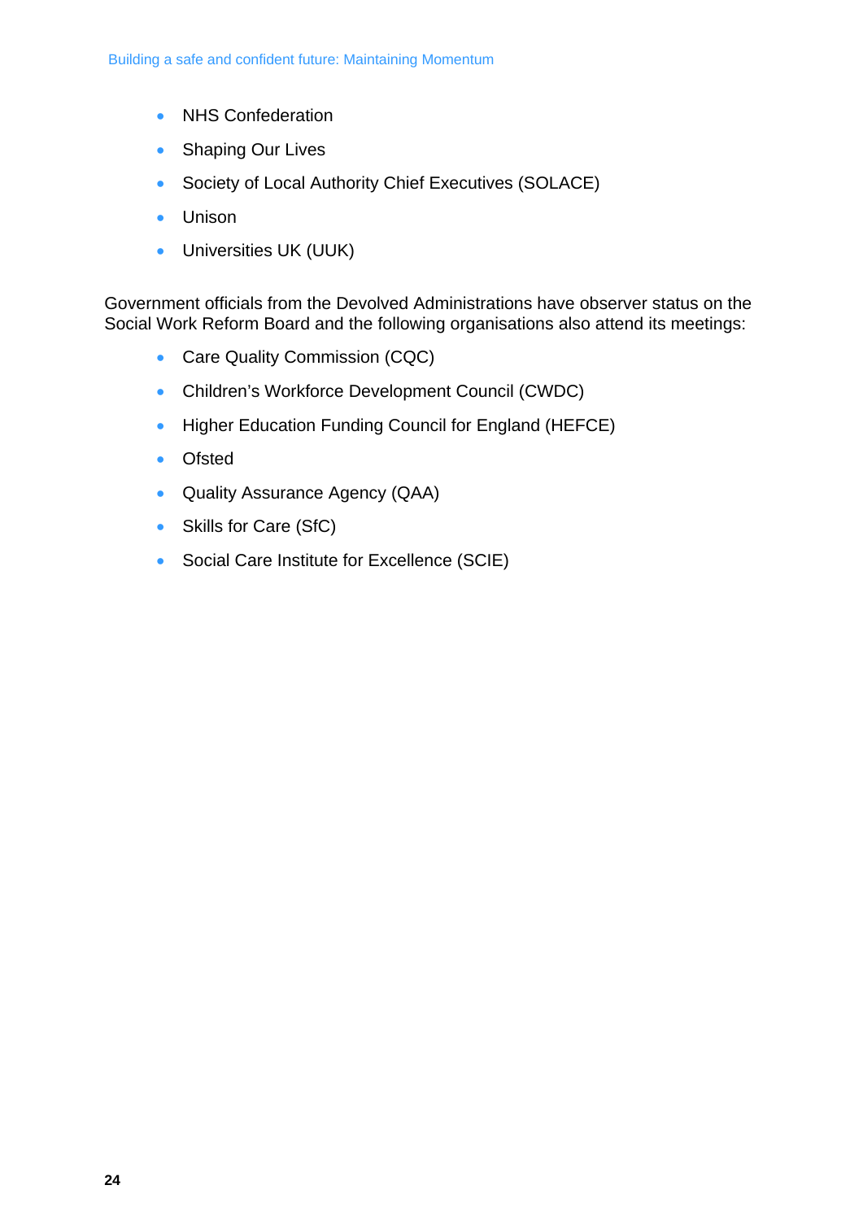- NHS Confederation
- Shaping Our Lives
- Society of Local Authority Chief Executives (SOLACE)
- Unison
- Universities UK (UUK)

Government officials from the Devolved Administrations have observer status on the Social Work Reform Board and the following organisations also attend its meetings:

- Care Quality Commission (CQC)
- Children's Workforce Development Council (CWDC)
- Higher Education Funding Council for England (HEFCE)
- Ofsted
- Quality Assurance Agency (QAA)
- Skills for Care (SfC)
- Social Care Institute for Excellence (SCIE)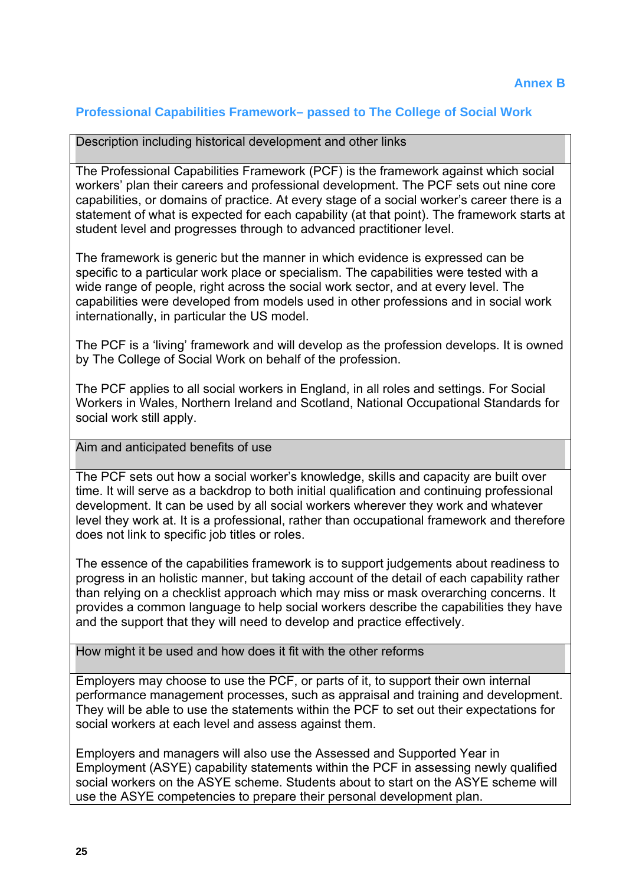**Annex B**

## Professional Capabilities Framework– passed to The College of Social Work

### Description including historical development and other links

The Professional Capabilities Framework (PCF) is the framework against which social workers' plan their careers and professional development. The PCF sets out nine core capabilities, or domains of practice. At every stage of a social worker's career there is a statement of what is expected for each capability (at that point). The framework starts at student level and progresses through to advanced practitioner level.

The framework is generic but the manner in which evidence is expressed can be specific to a particular work place or specialism. The capabilities were tested with a wide range of people, right across the social work sector, and at every level. The capabilities were developed from models used in other professions and in social work internationally, in particular the US model.

The PCF is a 'living' framework and will develop as the profession develops. It is owned by The College of Social Work on behalf of the profession.

The PCF applies to all social workers in England, in all roles and settings. For Social Workers in Wales, Northern Ireland and Scotland, National Occupational Standards for social work still apply.

### Aim and anticipated benefits of use

The PCF sets out how a social worker's knowledge, skills and capacity are built over time. It will serve as a backdrop to both initial qualification and continuing professional development. It can be used by all social workers wherever they work and whatever level they work at. It is a professional, rather than occupational framework and therefore does not link to specific job titles or roles.

The essence of the capabilities framework is to support judgements about readiness to progress in an holistic manner, but taking account of the detail of each capability rather than relying on a checklist approach which may miss or mask overarching concerns. It provides a common language to help social workers describe the capabilities they have and the support that they will need to develop and practice effectively.

### How might it be used and how does it fit with the other reforms

Employers may choose to use the PCF, or parts of it, to support their own internal performance management processes, such as appraisal and training and development. They will be able to use the statements within the PCF to set out their expectations for social workers at each level and assess against them.

Employers and managers will also use the Assessed and Supported Year in Employment (ASYE) capability statements within the PCF in assessing newly qualified social workers on the ASYE scheme. Students about to start on the ASYE scheme will use the ASYE competencies to prepare their personal development plan.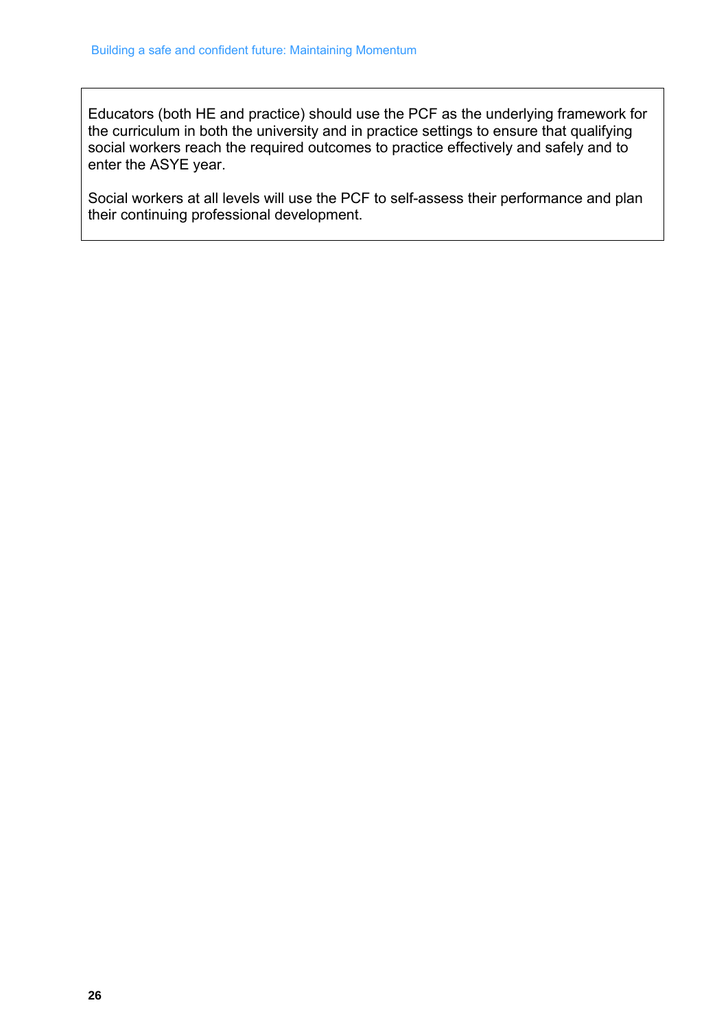Educators (both HE and practice) should use the PCF as the underlying framework for the curriculum in both the university and in practice settings to ensure that qualifying social workers reach the required outcomes to practice effectively and safely and to enter the ASYE year.

Social workers at all levels will use the PCF to self-assess their performance and plan their continuing professional development.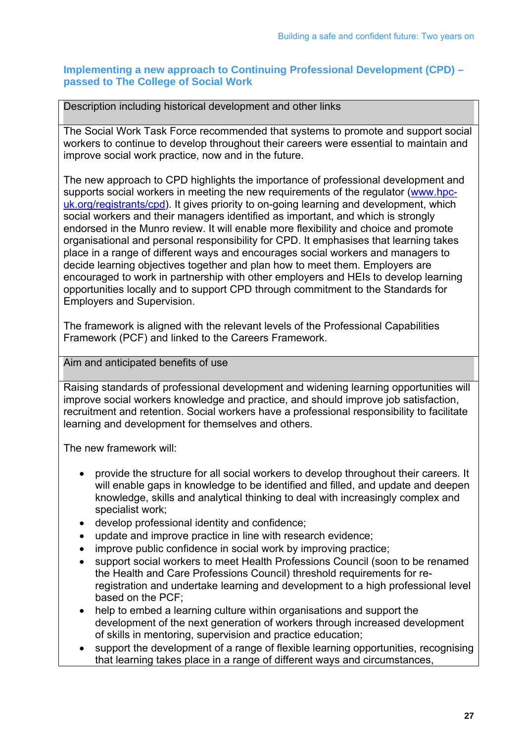## Implementing a new approach to Continuing Professional Development (CPD) – passed to The College of Social Work

| Description including historical development and other links |
|---|
| The Social Work Task Force recommended that systems to promote and support social workers to continue to develop throughout their careers were essential to maintain and improve social work practice, now and in the future.<br><br>The new approach to CPD highlights the importance of professional development and supports social workers in meeting the new requirements of the regulator (www.hpc-uk.org/registrants/cpd). It gives priority to on-going learning and development, which social workers and their managers identified as important, and which is strongly endorsed in the Munro review. It will enable more flexibility and choice and promote organisational and personal responsibility for CPD. It emphasises that learning takes place in a range of different ways and encourages social workers and managers to decide learning objectives together and plan how to meet them. Employers are encouraged to work in partnership with other employers and HEIs to develop learning opportunities locally and to support CPD through commitment to the Standards for Employers and Supervision.<br><br>The framework is aligned with the relevant levels of the Professional Capabilities Framework (PCF) and linked to the Careers Framework. |
| **Aim and anticipated benefits of use** |
| Raising standards of professional development and widening learning opportunities will improve social workers knowledge and practice, and should improve job satisfaction, recruitment and retention. Social workers have a professional responsibility to facilitate learning and development for themselves and others.<br><br>The new framework will:<br><br>• provide the structure for all social workers to develop throughout their careers. It will enable gaps in knowledge to be identified and filled, and update and deepen knowledge, skills and analytical thinking to deal with increasingly complex and specialist work;<br>• develop professional identity and confidence;<br>• update and improve practice in line with research evidence;<br>• improve public confidence in social work by improving practice;<br>• support social workers to meet Health Professions Council (soon to be renamed the Health and Care Professions Council) threshold requirements for re-registration and undertake learning and development to a high professional level based on the PCF;<br>• help to embed a learning culture within organisations and support the development of the next generation of workers through increased development of skills in mentoring, supervision and practice education;<br>• support the development of a range of flexible learning opportunities, recognising that learning takes place in a range of different ways and circumstances, |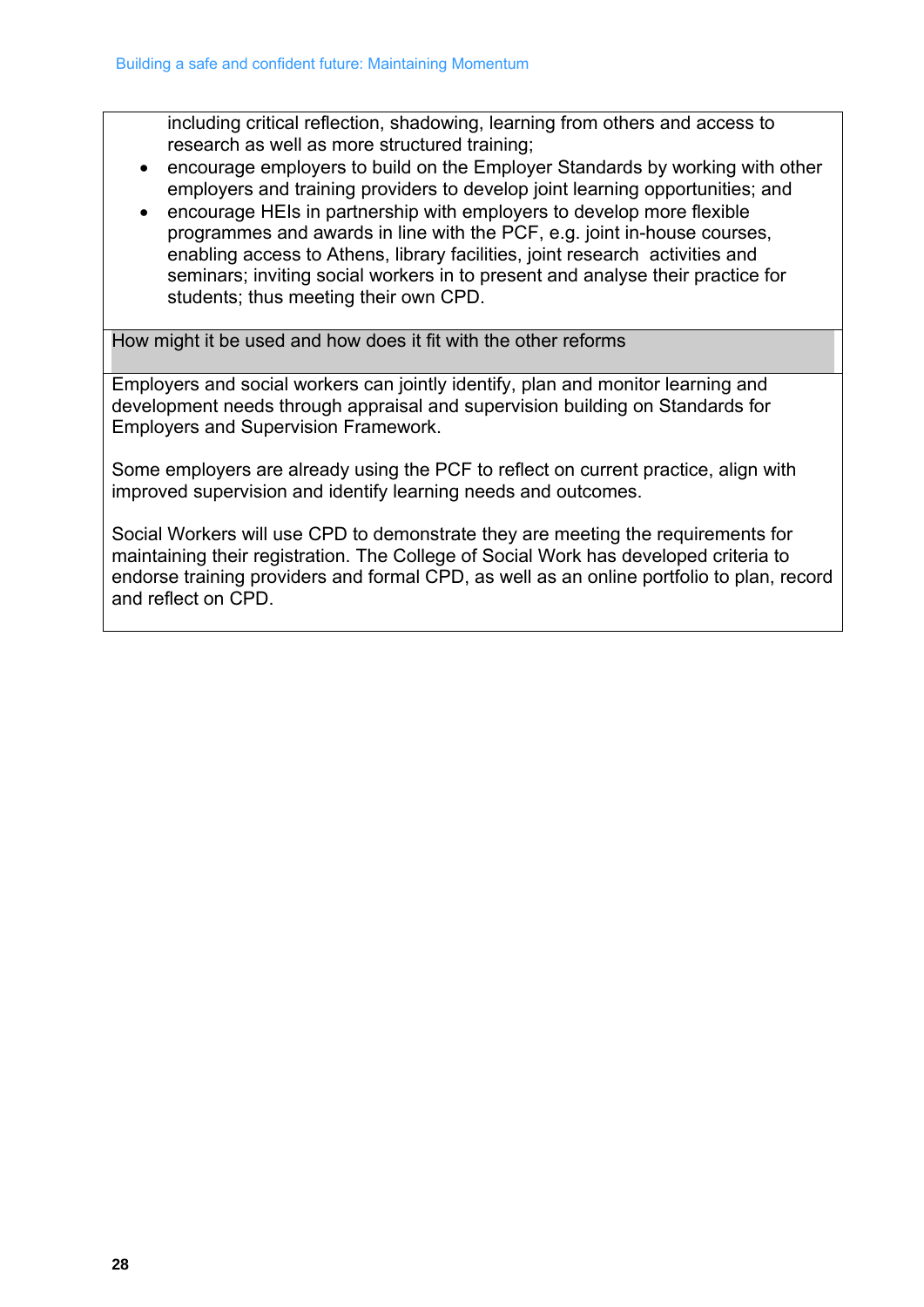including critical reflection, shadowing, learning from others and access to research as well as more structured training;

- encourage employers to build on the Employer Standards by working with other employers and training providers to develop joint learning opportunities; and
- encourage HEIs in partnership with employers to develop more flexible programmes and awards in line with the PCF, e.g. joint in-house courses, enabling access to Athens, library facilities, joint research activities and seminars; inviting social workers in to present and analyse their practice for students; thus meeting their own CPD.

**How might it be used and how does it fit with the other reforms**

Employers and social workers can jointly identify, plan and monitor learning and development needs through appraisal and supervision building on Standards for Employers and Supervision Framework.

Some employers are already using the PCF to reflect on current practice, align with improved supervision and identify learning needs and outcomes.

Social Workers will use CPD to demonstrate they are meeting the requirements for maintaining their registration. The College of Social Work has developed criteria to endorse training providers and formal CPD, as well as an online portfolio to plan, record and reflect on CPD.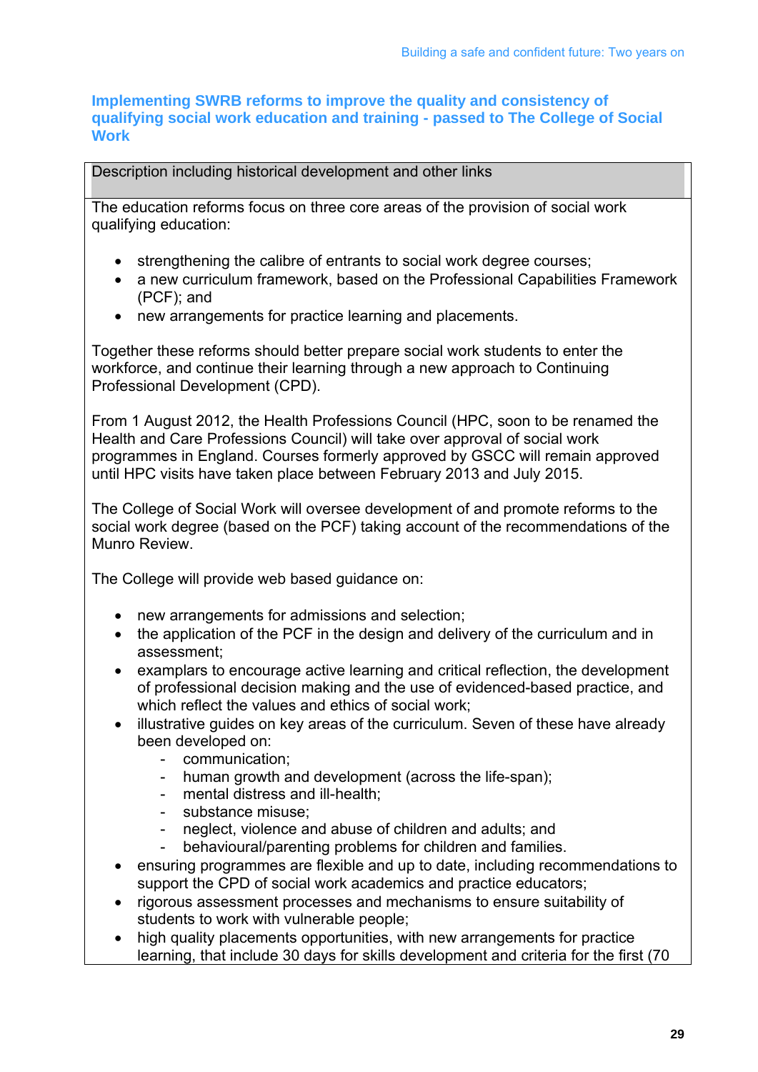### Implementing SWRB reforms to improve the quality and consistency of qualifying social work education and training - passed to The College of Social Work

| Description including historical development and other links |
|---|
| The education reforms focus on three core areas of the provision of social work qualifying education:<br><br>• strengthening the calibre of entrants to social work degree courses;<br>• a new curriculum framework, based on the Professional Capabilities Framework (PCF); and<br>• new arrangements for practice learning and placements.<br><br>Together these reforms should better prepare social work students to enter the workforce, and continue their learning through a new approach to Continuing Professional Development (CPD).<br><br>From 1 August 2012, the Health Professions Council (HPC, soon to be renamed the Health and Care Professions Council) will take over approval of social work programmes in England. Courses formerly approved by GSCC will remain approved until HPC visits have taken place between February 2013 and July 2015.<br><br>The College of Social Work will oversee development of and promote reforms to the social work degree (based on the PCF) taking account of the recommendations of the Munro Review.<br><br>The College will provide web based guidance on:<br><br>• new arrangements for admissions and selection;<br>• the application of the PCF in the design and delivery of the curriculum and in assessment;<br>• examplars to encourage active learning and critical reflection, the development of professional decision making and the use of evidenced-based practice, and which reflect the values and ethics of social work;<br>• illustrative guides on key areas of the curriculum. Seven of these have already been developed on:<br>&nbsp;&nbsp;&nbsp;&nbsp;- communication;<br>&nbsp;&nbsp;&nbsp;&nbsp;- human growth and development (across the life-span);<br>&nbsp;&nbsp;&nbsp;&nbsp;- mental distress and ill-health;<br>&nbsp;&nbsp;&nbsp;&nbsp;- substance misuse;<br>&nbsp;&nbsp;&nbsp;&nbsp;- neglect, violence and abuse of children and adults; and<br>&nbsp;&nbsp;&nbsp;&nbsp;- behavioural/parenting problems for children and families.<br>• ensuring programmes are flexible and up to date, including recommendations to support the CPD of social work academics and practice educators;<br>• rigorous assessment processes and mechanisms to ensure suitability of students to work with vulnerable people;<br>• high quality placements opportunities, with new arrangements for practice learning, that include 30 days for skills development and criteria for the first (70 |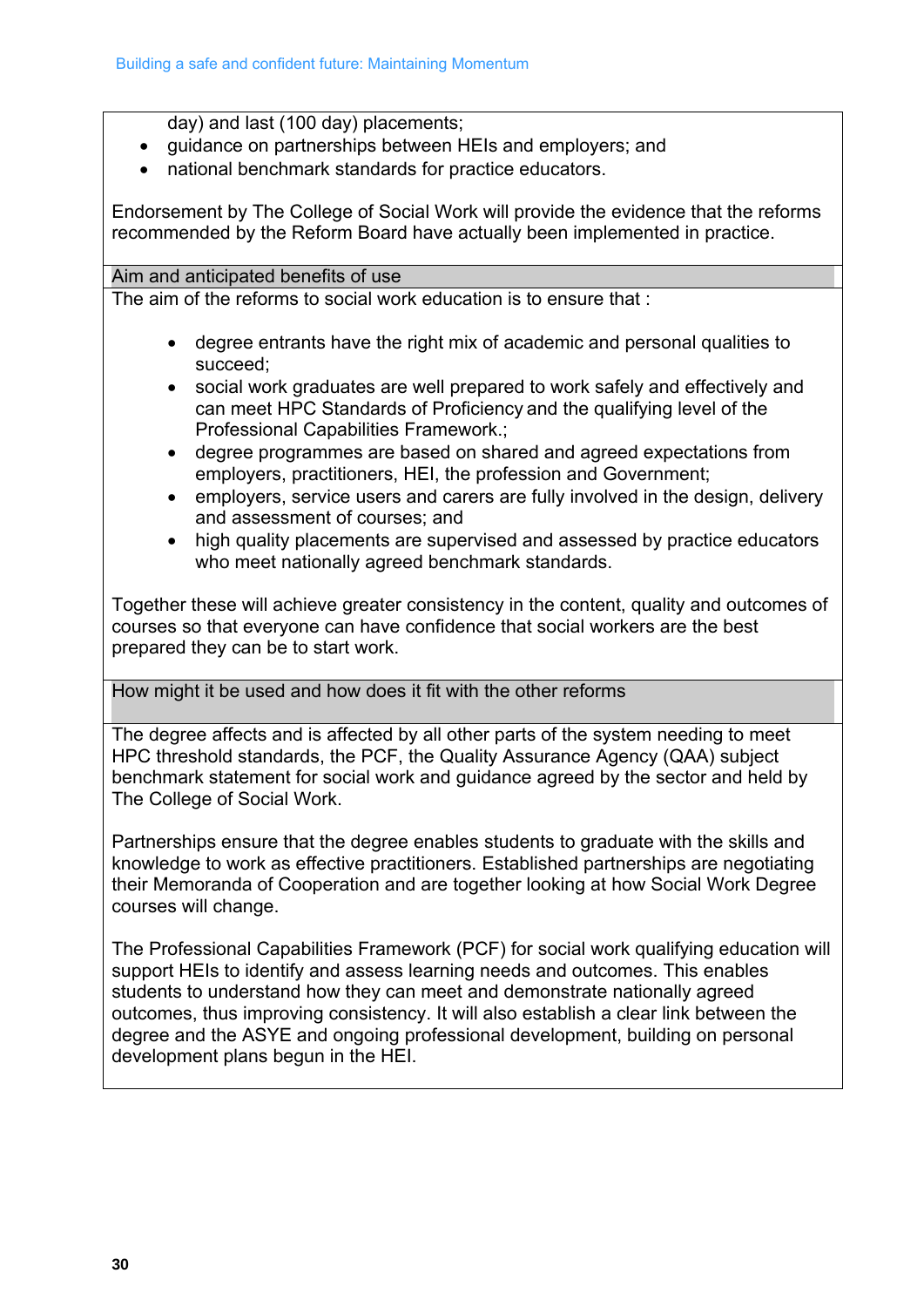day) and last (100 day) placements;

- guidance on partnerships between HEIs and employers; and
- national benchmark standards for practice educators.

Endorsement by The College of Social Work will provide the evidence that the reforms recommended by the Reform Board have actually been implemented in practice.

### Aim and anticipated benefits of use

The aim of the reforms to social work education is to ensure that :

- degree entrants have the right mix of academic and personal qualities to succeed;
- social work graduates are well prepared to work safely and effectively and can meet HPC Standards of Proficiency and the qualifying level of the Professional Capabilities Framework.;
- degree programmes are based on shared and agreed expectations from employers, practitioners, HEI, the profession and Government;
- employers, service users and carers are fully involved in the design, delivery and assessment of courses; and
- high quality placements are supervised and assessed by practice educators who meet nationally agreed benchmark standards.

Together these will achieve greater consistency in the content, quality and outcomes of courses so that everyone can have confidence that social workers are the best prepared they can be to start work.

### How might it be used and how does it fit with the other reforms

The degree affects and is affected by all other parts of the system needing to meet HPC threshold standards, the PCF, the Quality Assurance Agency (QAA) subject benchmark statement for social work and guidance agreed by the sector and held by The College of Social Work.

Partnerships ensure that the degree enables students to graduate with the skills and knowledge to work as effective practitioners. Established partnerships are negotiating their Memoranda of Cooperation and are together looking at how Social Work Degree courses will change.

The Professional Capabilities Framework (PCF) for social work qualifying education will support HEIs to identify and assess learning needs and outcomes. This enables students to understand how they can meet and demonstrate nationally agreed outcomes, thus improving consistency. It will also establish a clear link between the degree and the ASYE and ongoing professional development, building on personal development plans begun in the HEI.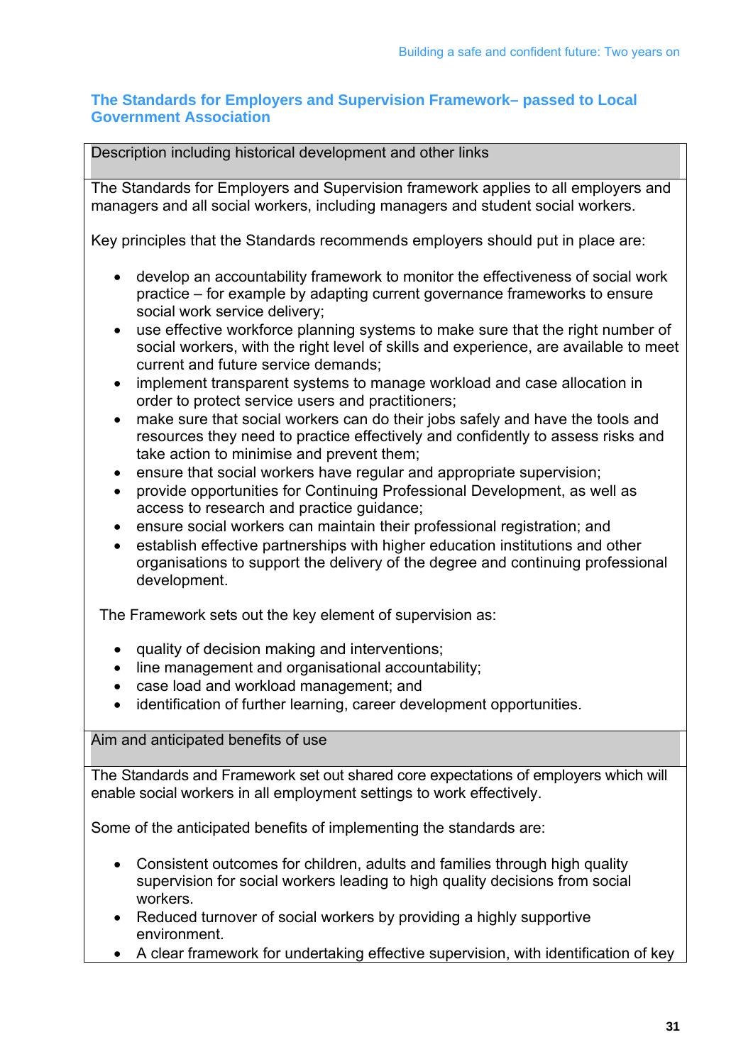## The Standards for Employers and Supervision Framework– passed to Local Government Association

**Description including historical development and other links**

The Standards for Employers and Supervision framework applies to all employers and managers and all social workers, including managers and student social workers.

Key principles that the Standards recommends employers should put in place are:

- develop an accountability framework to monitor the effectiveness of social work practice – for example by adapting current governance frameworks to ensure social work service delivery;
- use effective workforce planning systems to make sure that the right number of social workers, with the right level of skills and experience, are available to meet current and future service demands;
- implement transparent systems to manage workload and case allocation in order to protect service users and practitioners;
- make sure that social workers can do their jobs safely and have the tools and resources they need to practice effectively and confidently to assess risks and take action to minimise and prevent them;
- ensure that social workers have regular and appropriate supervision;
- provide opportunities for Continuing Professional Development, as well as access to research and practice guidance;
- ensure social workers can maintain their professional registration; and
- establish effective partnerships with higher education institutions and other organisations to support the delivery of the degree and continuing professional development.

The Framework sets out the key element of supervision as:

- quality of decision making and interventions;
- line management and organisational accountability;
- case load and workload management; and
- identification of further learning, career development opportunities.

**Aim and anticipated benefits of use**

The Standards and Framework set out shared core expectations of employers which will enable social workers in all employment settings to work effectively.

Some of the anticipated benefits of implementing the standards are:

- Consistent outcomes for children, adults and families through high quality supervision for social workers leading to high quality decisions from social workers.
- Reduced turnover of social workers by providing a highly supportive environment.
- A clear framework for undertaking effective supervision, with identification of key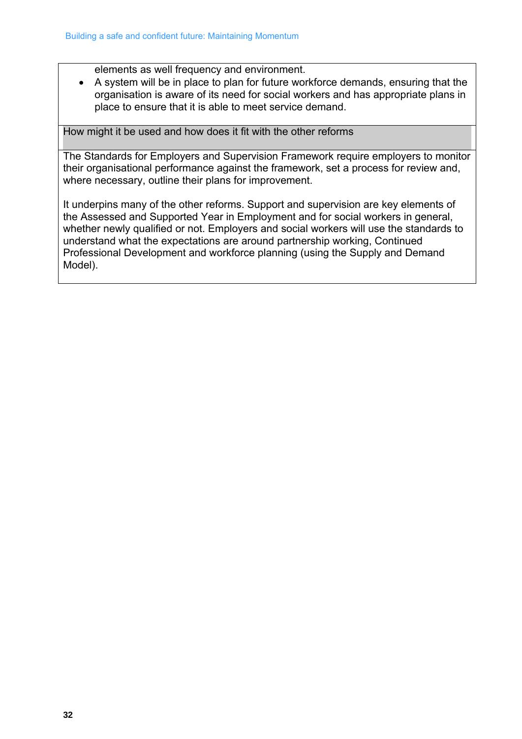elements as well frequency and environment.

- A system will be in place to plan for future workforce demands, ensuring that the organisation is aware of its need for social workers and has appropriate plans in place to ensure that it is able to meet service demand.

**How might it be used and how does it fit with the other reforms**

The Standards for Employers and Supervision Framework require employers to monitor their organisational performance against the framework, set a process for review and, where necessary, outline their plans for improvement.

It underpins many of the other reforms. Support and supervision are key elements of the Assessed and Supported Year in Employment and for social workers in general, whether newly qualified or not. Employers and social workers will use the standards to understand what the expectations are around partnership working, Continued Professional Development and workforce planning (using the Supply and Demand Model).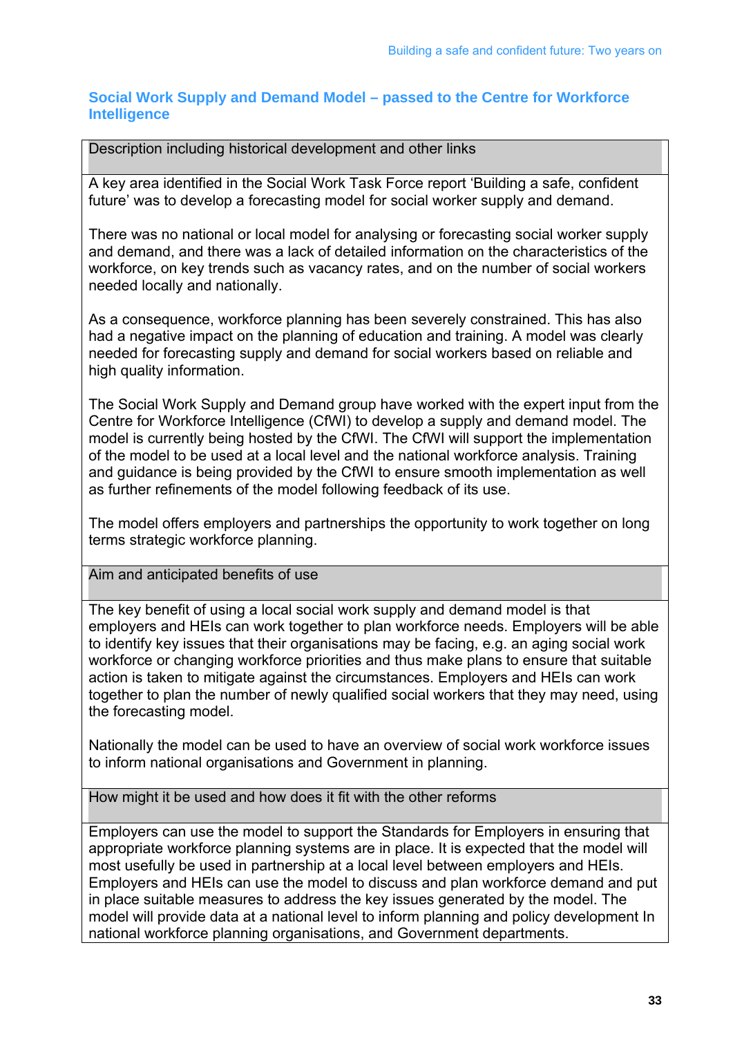## Social Work Supply and Demand Model – passed to the Centre for Workforce Intelligence

| Description including historical development and other links |
|---|
| A key area identified in the Social Work Task Force report 'Building a safe, confident future' was to develop a forecasting model for social worker supply and demand.<br><br>There was no national or local model for analysing or forecasting social worker supply and demand, and there was a lack of detailed information on the characteristics of the workforce, on key trends such as vacancy rates, and on the number of social workers needed locally and nationally.<br><br>As a consequence, workforce planning has been severely constrained. This has also had a negative impact on the planning of education and training. A model was clearly needed for forecasting supply and demand for social workers based on reliable and high quality information.<br><br>The Social Work Supply and Demand group have worked with the expert input from the Centre for Workforce Intelligence (CfWI) to develop a supply and demand model. The model is currently being hosted by the CfWI. The CfWI will support the implementation of the model to be used at a local level and the national workforce analysis. Training and guidance is being provided by the CfWI to ensure smooth implementation as well as further refinements of the model following feedback of its use.<br><br>The model offers employers and partnerships the opportunity to work together on long terms strategic workforce planning. |
| **Aim and anticipated benefits of use** |
| The key benefit of using a local social work supply and demand model is that employers and HEIs can work together to plan workforce needs. Employers will be able to identify key issues that their organisations may be facing, e.g. an aging social work workforce or changing workforce priorities and thus make plans to ensure that suitable action is taken to mitigate against the circumstances. Employers and HEIs can work together to plan the number of newly qualified social workers that they may need, using the forecasting model.<br><br>Nationally the model can be used to have an overview of social work workforce issues to inform national organisations and Government in planning. |
| **How might it be used and how does it fit with the other reforms** |
| Employers can use the model to support the Standards for Employers in ensuring that appropriate workforce planning systems are in place. It is expected that the model will most usefully be used in partnership at a local level between employers and HEIs. Employers and HEIs can use the model to discuss and plan workforce demand and put in place suitable measures to address the key issues generated by the model. The model will provide data at a national level to inform planning and policy development In national workforce planning organisations, and Government departments. |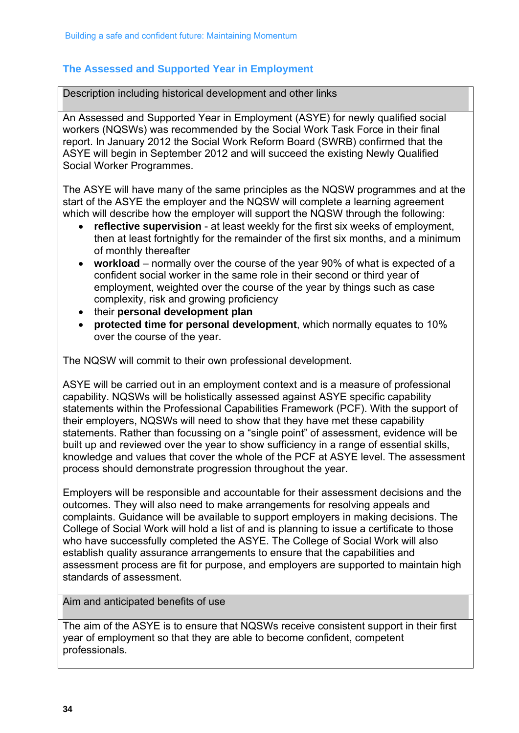## The Assessed and Supported Year in Employment

| Description including historical development and other links |
|---|
| An Assessed and Supported Year in Employment (ASYE) for newly qualified social workers (NQSWs) was recommended by the Social Work Task Force in their final report. In January 2012 the Social Work Reform Board (SWRB) confirmed that the ASYE will begin in September 2012 and will succeed the existing Newly Qualified Social Worker Programmes.<br><br>The ASYE will have many of the same principles as the NQSW programmes and at the start of the ASYE the employer and the NQSW will complete a learning agreement which will describe how the employer will support the NQSW through the following:<br>• **reflective supervision** - at least weekly for the first six weeks of employment, then at least fortnightly for the remainder of the first six months, and a minimum of monthly thereafter<br>• **workload** – normally over the course of the year 90% of what is expected of a confident social worker in the same role in their second or third year of employment, weighted over the course of the year by things such as case complexity, risk and growing proficiency<br>• their **personal development plan**<br>• **protected time for personal development**, which normally equates to 10% over the course of the year.<br><br>The NQSW will commit to their own professional development.<br><br>ASYE will be carried out in an employment context and is a measure of professional capability. NQSWs will be holistically assessed against ASYE specific capability statements within the Professional Capabilities Framework (PCF). With the support of their employers, NQSWs will need to show that they have met these capability statements. Rather than focussing on a "single point" of assessment, evidence will be built up and reviewed over the year to show sufficiency in a range of essential skills, knowledge and values that cover the whole of the PCF at ASYE level. The assessment process should demonstrate progression throughout the year.<br><br>Employers will be responsible and accountable for their assessment decisions and the outcomes. They will also need to make arrangements for resolving appeals and complaints. Guidance will be available to support employers in making decisions. The College of Social Work will hold a list of and is planning to issue a certificate to those who have successfully completed the ASYE. The College of Social Work will also establish quality assurance arrangements to ensure that the capabilities and assessment process are fit for purpose, and employers are supported to maintain high standards of assessment. |
| **Aim and anticipated benefits of use** |
| The aim of the ASYE is to ensure that NQSWs receive consistent support in their first year of employment so that they are able to become confident, competent professionals. |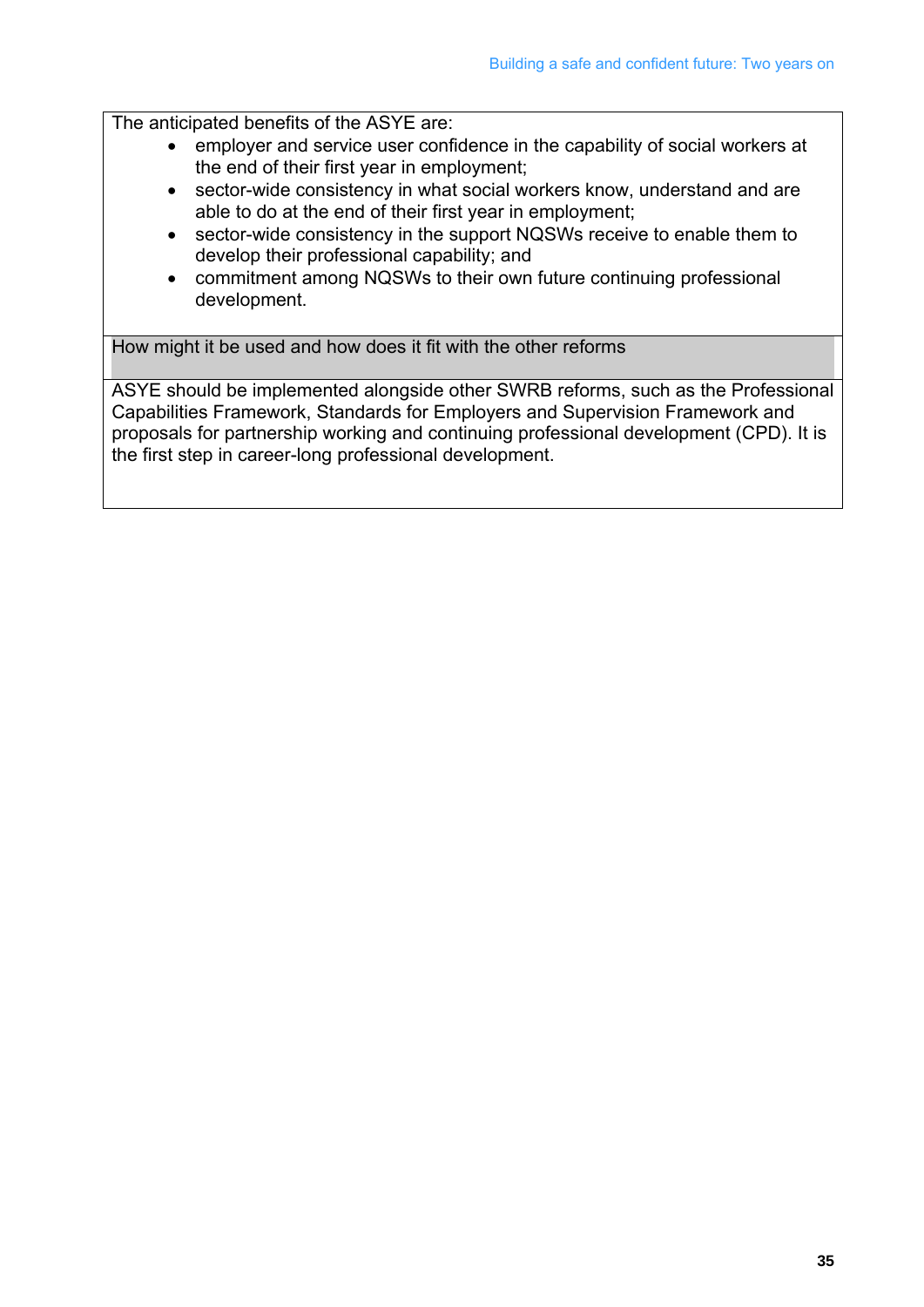The anticipated benefits of the ASYE are:

- employer and service user confidence in the capability of social workers at the end of their first year in employment;
- sector-wide consistency in what social workers know, understand and are able to do at the end of their first year in employment;
- sector-wide consistency in the support NQSWs receive to enable them to develop their professional capability; and
- commitment among NQSWs to their own future continuing professional development.

**How might it be used and how does it fit with the other reforms**

ASYE should be implemented alongside other SWRB reforms, such as the Professional Capabilities Framework, Standards for Employers and Supervision Framework and proposals for partnership working and continuing professional development (CPD). It is the first step in career-long professional development.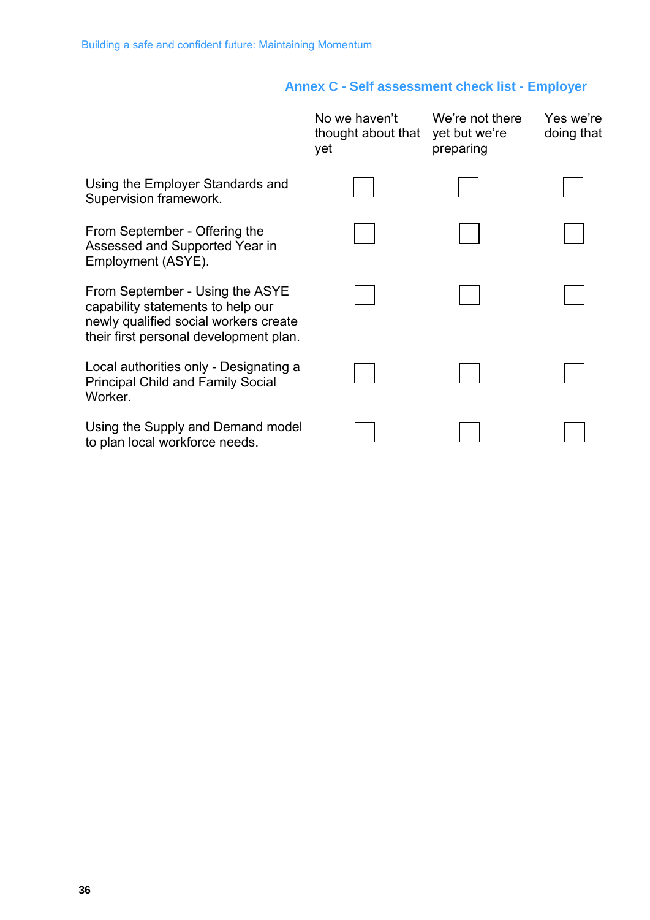## Annex C - Self assessment check list - Employer

| | No we haven't thought about that yet | We're not there yet but we're preparing | Yes we're doing that |
|---|---|---|---|
| Using the Employer Standards and Supervision framework. | ☐ | ☐ | ☐ |
| From September - Offering the Assessed and Supported Year in Employment (ASYE). | ☐ | ☐ | ☐ |
| From September - Using the ASYE capability statements to help our newly qualified social workers create their first personal development plan. | ☐ | ☐ | ☐ |
| Local authorities only - Designating a Principal Child and Family Social Worker. | ☐ | ☐ | ☐ |
| Using the Supply and Demand model to plan local workforce needs. | ☐ | ☐ | ☐ |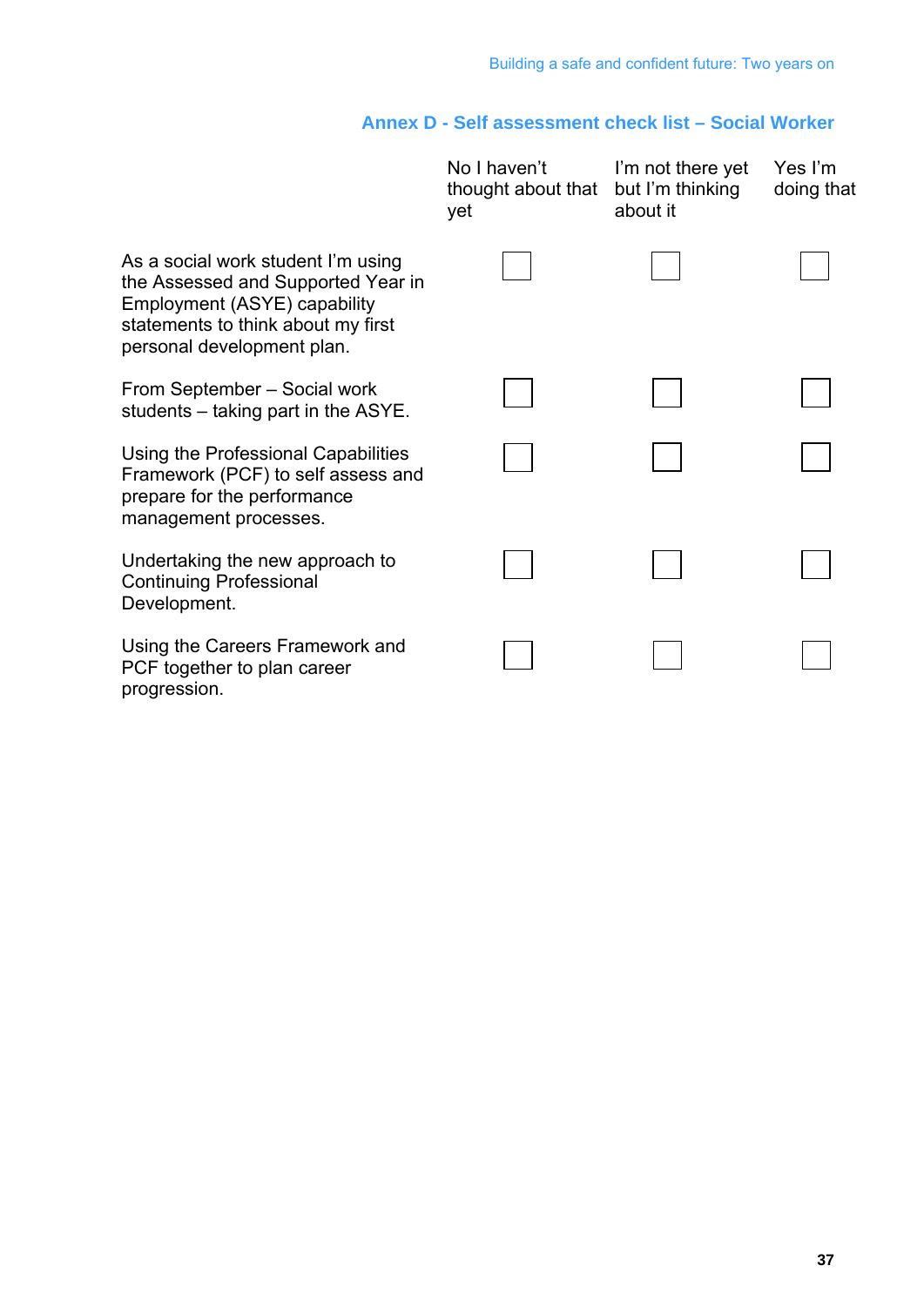## Annex D - Self assessment check list – Social Worker

| | No I haven't thought about that yet | I'm not there yet but I'm thinking about it | Yes I'm doing that |
|---|---|---|---|
| As a social work student I'm using the Assessed and Supported Year in Employment (ASYE) capability statements to think about my first personal development plan. | ☐ | ☐ | ☐ |
| From September – Social work students – taking part in the ASYE. | ☐ | ☐ | ☐ |
| Using the Professional Capabilities Framework (PCF) to self assess and prepare for the performance management processes. | ☐ | ☐ | ☐ |
| Undertaking the new approach to Continuing Professional Development. | ☐ | ☐ | ☐ |
| Using the Careers Framework and PCF together to plan career progression. | ☐ | ☐ | ☐ |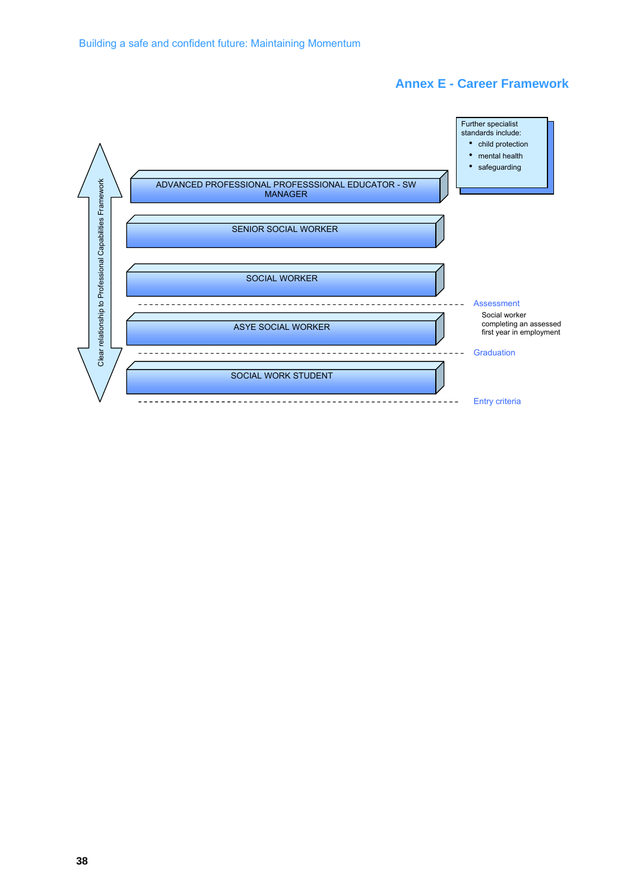## Annex E - Career Framework

Clear relationship to Professional Capabilities Framework

ADVANCED PROFESSIONAL PROFESSSIONAL EDUCATOR - SW MANAGER

Further specialist standards include:

- child protection
- mental health
- safeguarding

SENIOR SOCIAL WORKER

SOCIAL WORKER

Assessment

ASYE SOCIAL WORKER

Social worker completing an assessed first year in employment

Graduation

SOCIAL WORK STUDENT

Entry criteria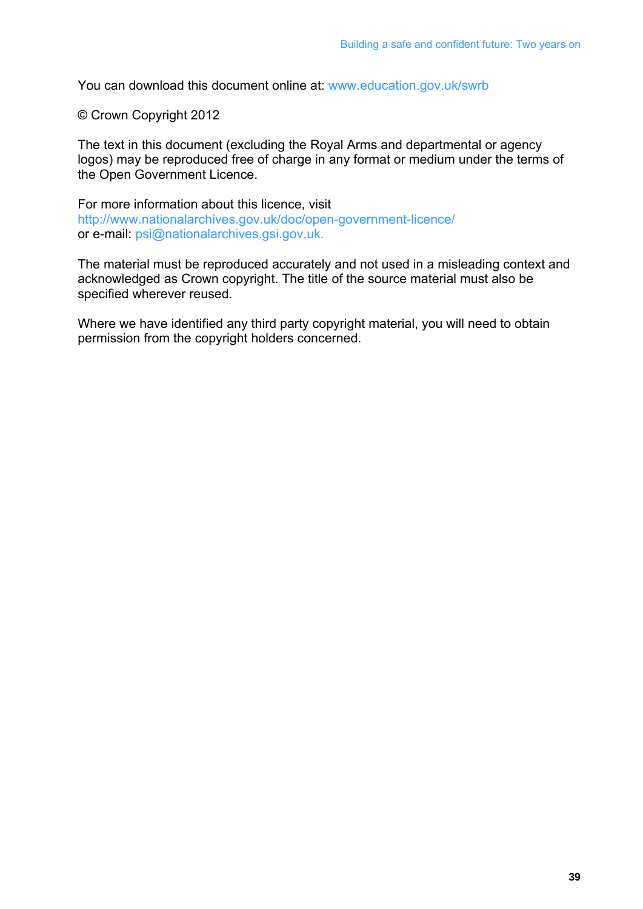You can download this document online at: www.education.gov.uk/swrb

© Crown Copyright 2012

The text in this document (excluding the Royal Arms and departmental or agency logos) may be reproduced free of charge in any format or medium under the terms of the Open Government Licence.

For more information about this licence, visit
http://www.nationalarchives.gov.uk/doc/open-government-licence/
or e-mail: psi@nationalarchives.gsi.gov.uk.

The material must be reproduced accurately and not used in a misleading context and acknowledged as Crown copyright. The title of the source material must also be specified wherever reused.

Where we have identified any third party copyright material, you will need to obtain permission from the copyright holders concerned.